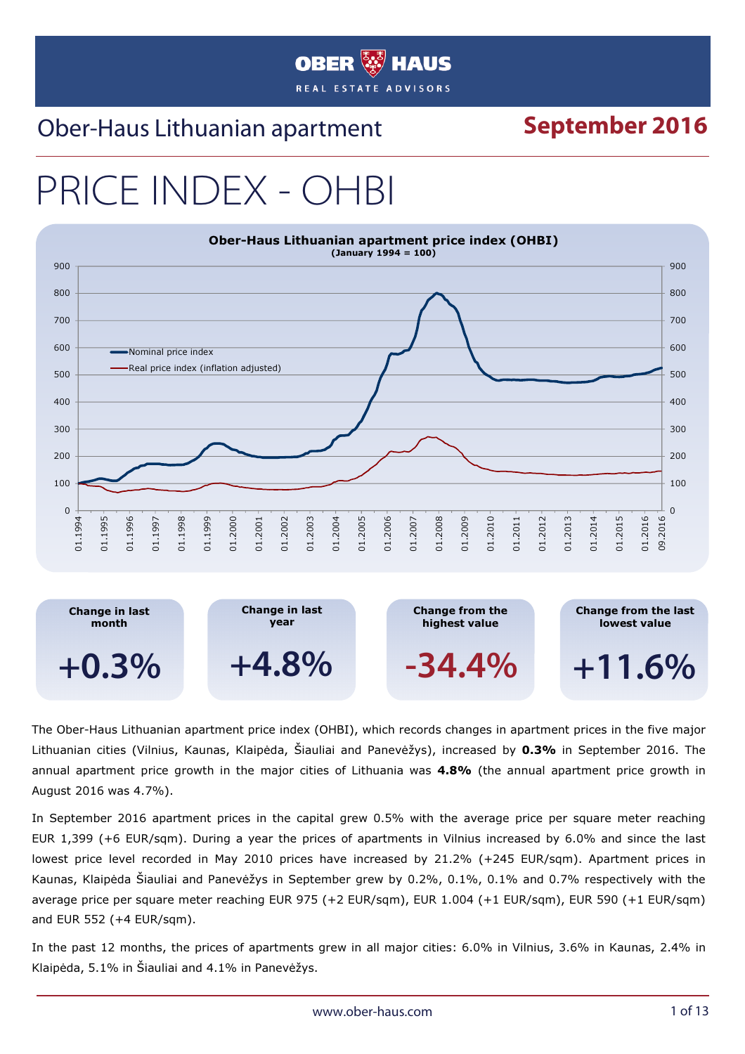OBER HAUS

REAL ESTATE ADVISORS

## Ober-Haus Lithuanian apartment

## September 2016

# PRICE INDEX - OHBI

| Change in last month | Change in last year | Change from the highest value | Change from the last lowest value |
|---|---|---|---|
| +0.3% | +4.8% | -34.4% | +11.6% |

The Ober-Haus Lithuanian apartment price index (OHBI), which records changes in apartment prices in the five major Lithuanian cities (Vilnius, Kaunas, Klaipėda, Šiauliai and Panevėžys), increased by **0.3%** in September 2016. The annual apartment price growth in the major cities of Lithuania was **4.8%** (the annual apartment price growth in August 2016 was 4.7%).

In September 2016 apartment prices in the capital grew 0.5% with the average price per square meter reaching EUR 1,399 (+6 EUR/sqm). During a year the prices of apartments in Vilnius increased by 6.0% and since the last lowest price level recorded in May 2010 prices have increased by 21.2% (+245 EUR/sqm). Apartment prices in Kaunas, Klaipėda Šiauliai and Panevėžys in September grew by 0.2%, 0.1%, 0.1% and 0.7% respectively with the average price per square meter reaching EUR 975 (+2 EUR/sqm), EUR 1.004 (+1 EUR/sqm), EUR 590 (+1 EUR/sqm) and EUR 552 (+4 EUR/sqm).

In the past 12 months, the prices of apartments grew in all major cities: 6.0% in Vilnius, 3.6% in Kaunas, 2.4% in Klaipėda, 5.1% in Šiauliai and 4.1% in Panevėžys.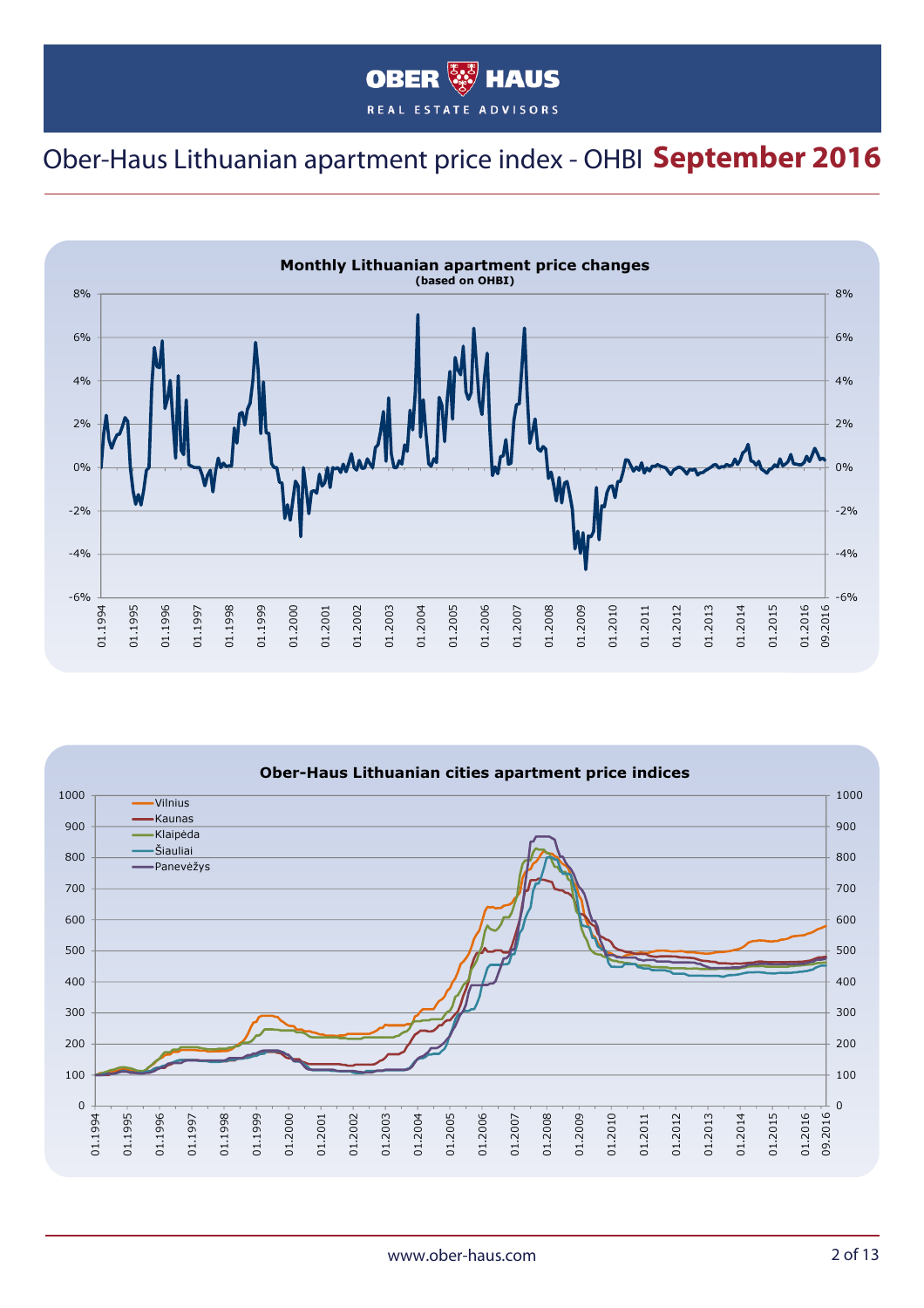# Ober-Haus Lithuanian apartment price index - OHBI **September 2016**

**Monthly Lithuanian apartment price changes**
**(based on OHBI)**

**Ober-Haus Lithuanian cities apartment price indices**

- Vilnius
- Kaunas
- Klaipėda
- Šiauliai
- Panevėžys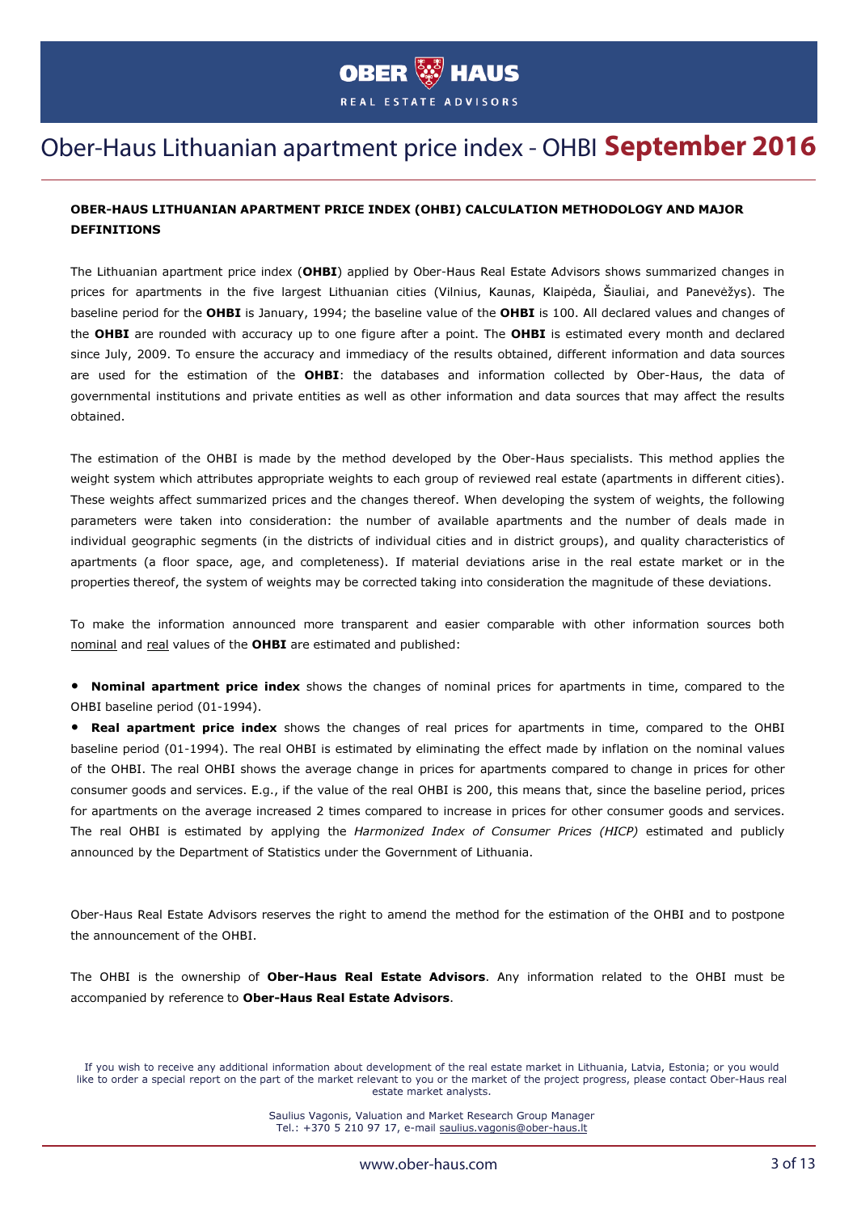# Ober-Haus Lithuanian apartment price index - OHBI **September 2016**

**OBER-HAUS LITHUANIAN APARTMENT PRICE INDEX (OHBI) CALCULATION METHODOLOGY AND MAJOR DEFINITIONS**

The Lithuanian apartment price index (**OHBI**) applied by Ober-Haus Real Estate Advisors shows summarized changes in prices for apartments in the five largest Lithuanian cities (Vilnius, Kaunas, Klaipėda, Šiauliai, and Panevėžys). The baseline period for the **OHBI** is January, 1994; the baseline value of the **OHBI** is 100. All declared values and changes of the **OHBI** are rounded with accuracy up to one figure after a point. The **OHBI** is estimated every month and declared since July, 2009. To ensure the accuracy and immediacy of the results obtained, different information and data sources are used for the estimation of the **OHBI**: the databases and information collected by Ober-Haus, the data of governmental institutions and private entities as well as other information and data sources that may affect the results obtained.

The estimation of the OHBI is made by the method developed by the Ober-Haus specialists. This method applies the weight system which attributes appropriate weights to each group of reviewed real estate (apartments in different cities). These weights affect summarized prices and the changes thereof. When developing the system of weights, the following parameters were taken into consideration: the number of available apartments and the number of deals made in individual geographic segments (in the districts of individual cities and in district groups), and quality characteristics of apartments (a floor space, age, and completeness). If material deviations arise in the real estate market or in the properties thereof, the system of weights may be corrected taking into consideration the magnitude of these deviations.

To make the information announced more transparent and easier comparable with other information sources both nominal and real values of the **OHBI** are estimated and published:

- **Nominal apartment price index** shows the changes of nominal prices for apartments in time, compared to the OHBI baseline period (01-1994).
- **Real apartment price index** shows the changes of real prices for apartments in time, compared to the OHBI baseline period (01-1994). The real OHBI is estimated by eliminating the effect made by inflation on the nominal values of the OHBI. The real OHBI shows the average change in prices for apartments compared to change in prices for other consumer goods and services. E.g., if the value of the real OHBI is 200, this means that, since the baseline period, prices for apartments on the average increased 2 times compared to increase in prices for other consumer goods and services. The real OHBI is estimated by applying the *Harmonized Index of Consumer Prices (HICP)* estimated and publicly announced by the Department of Statistics under the Government of Lithuania.

Ober-Haus Real Estate Advisors reserves the right to amend the method for the estimation of the OHBI and to postpone the announcement of the OHBI.

The OHBI is the ownership of **Ober-Haus Real Estate Advisors**. Any information related to the OHBI must be accompanied by reference to **Ober-Haus Real Estate Advisors**.

If you wish to receive any additional information about development of the real estate market in Lithuania, Latvia, Estonia; or you would like to order a special report on the part of the market relevant to you or the market of the project progress, please contact Ober-Haus real estate market analysts.

Saulius Vagonis, Valuation and Market Research Group Manager
Tel.: +370 5 210 97 17, e-mail saulius.vagonis@ober-haus.lt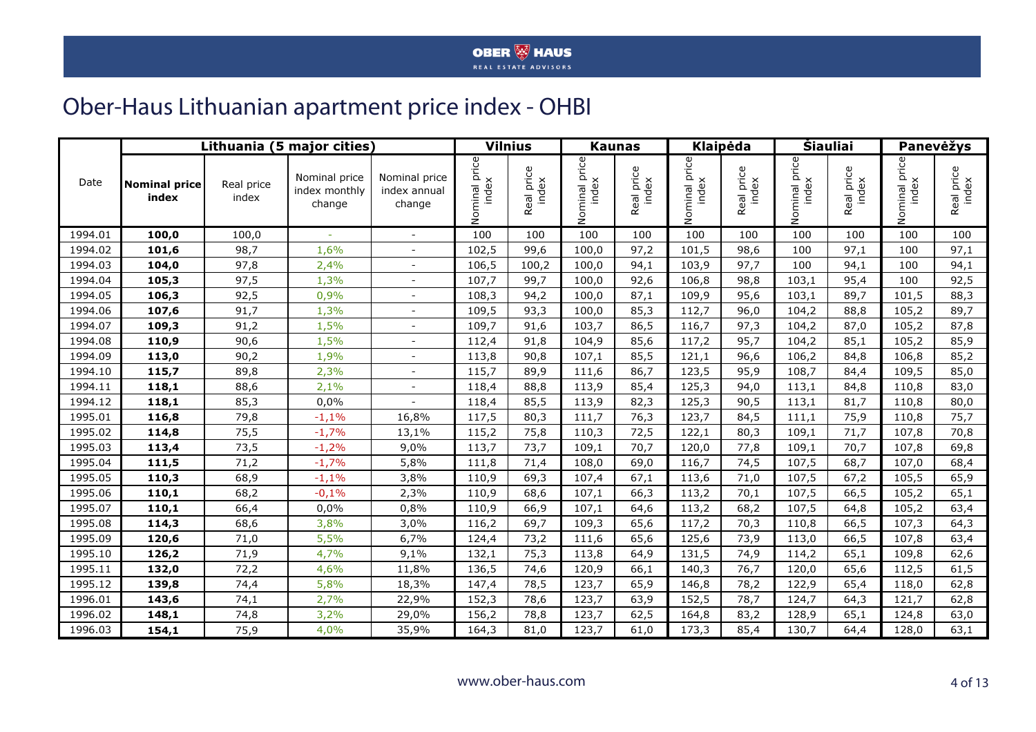# Ober-Haus Lithuanian apartment price index - OHBI

| Date | Lithuania (5 major cities) | | | | Vilnius | | Kaunas | | Klaipėda | | Šiauliai | | Panevėžys | |
|---|---|---|---|---|---|---|---|---|---|---|---|---|---|---|
| | **Nominal price index** | Real price index | Nominal price index monthly change | Nominal price index annual change | Nominal price index | Real price index | Nominal price index | Real price index | Nominal price index | Real price index | Nominal price index | Real price index | Nominal price index | Real price index |
| 1994.01 | **100,0** | 100,0 | - | - | 100 | 100 | 100 | 100 | 100 | 100 | 100 | 100 | 100 | 100 |
| 1994.02 | **101,6** | 98,7 | 1,6% | - | 102,5 | 99,6 | 100,0 | 97,2 | 101,5 | 98,6 | 100 | 97,1 | 100 | 97,1 |
| 1994.03 | **104,0** | 97,8 | 2,4% | - | 106,5 | 100,2 | 100,0 | 94,1 | 103,9 | 97,7 | 100 | 94,1 | 100 | 94,1 |
| 1994.04 | **105,3** | 97,5 | 1,3% | - | 107,7 | 99,7 | 100,0 | 92,6 | 106,8 | 98,8 | 103,1 | 95,4 | 100 | 92,5 |
| 1994.05 | **106,3** | 92,5 | 0,9% | - | 108,3 | 94,2 | 100,0 | 87,1 | 109,9 | 95,6 | 103,1 | 89,7 | 101,5 | 88,3 |
| 1994.06 | **107,6** | 91,7 | 1,3% | - | 109,5 | 93,3 | 100,0 | 85,3 | 112,7 | 96,0 | 104,2 | 88,8 | 105,2 | 89,7 |
| 1994.07 | **109,3** | 91,2 | 1,5% | - | 109,7 | 91,6 | 103,7 | 86,5 | 116,7 | 97,3 | 104,2 | 87,0 | 105,2 | 87,8 |
| 1994.08 | **110,9** | 90,6 | 1,5% | - | 112,4 | 91,8 | 104,9 | 85,6 | 117,2 | 95,7 | 104,2 | 85,1 | 105,2 | 85,9 |
| 1994.09 | **113,0** | 90,2 | 1,9% | - | 113,8 | 90,8 | 107,1 | 85,5 | 121,1 | 96,6 | 106,2 | 84,8 | 106,8 | 85,2 |
| 1994.10 | **115,7** | 89,8 | 2,3% | - | 115,7 | 89,9 | 111,6 | 86,7 | 123,5 | 95,9 | 108,7 | 84,4 | 109,5 | 85,0 |
| 1994.11 | **118,1** | 88,6 | 2,1% | - | 118,4 | 88,8 | 113,9 | 85,4 | 125,3 | 94,0 | 113,1 | 84,8 | 110,8 | 83,0 |
| 1994.12 | **118,1** | 85,3 | 0,0% | - | 118,4 | 85,5 | 113,9 | 82,3 | 125,3 | 90,5 | 113,1 | 81,7 | 110,8 | 80,0 |
| 1995.01 | **116,8** | 79,8 | -1,1% | 16,8% | 117,5 | 80,3 | 111,7 | 76,3 | 123,7 | 84,5 | 111,1 | 75,9 | 110,8 | 75,7 |
| 1995.02 | **114,8** | 75,5 | -1,7% | 13,1% | 115,2 | 75,8 | 110,3 | 72,5 | 122,1 | 80,3 | 109,1 | 71,7 | 107,8 | 70,8 |
| 1995.03 | **113,4** | 73,5 | -1,2% | 9,0% | 113,7 | 73,7 | 109,1 | 70,7 | 120,0 | 77,8 | 109,1 | 70,7 | 107,8 | 69,8 |
| 1995.04 | **111,5** | 71,2 | -1,7% | 5,8% | 111,8 | 71,4 | 108,0 | 69,0 | 116,7 | 74,5 | 107,5 | 68,7 | 107,0 | 68,4 |
| 1995.05 | **110,3** | 68,9 | -1,1% | 3,8% | 110,9 | 69,3 | 107,4 | 67,1 | 113,6 | 71,0 | 107,5 | 67,2 | 105,5 | 65,9 |
| 1995.06 | **110,1** | 68,2 | -0,1% | 2,3% | 110,9 | 68,6 | 107,1 | 66,3 | 113,2 | 70,1 | 107,5 | 66,5 | 105,2 | 65,1 |
| 1995.07 | **110,1** | 66,4 | 0,0% | 0,8% | 110,9 | 66,9 | 107,1 | 64,6 | 113,2 | 68,2 | 107,5 | 64,8 | 105,2 | 63,4 |
| 1995.08 | **114,3** | 68,6 | 3,8% | 3,0% | 116,2 | 69,7 | 109,3 | 65,6 | 117,2 | 70,3 | 110,8 | 66,5 | 107,3 | 64,3 |
| 1995.09 | **120,6** | 71,0 | 5,5% | 6,7% | 124,4 | 73,2 | 111,6 | 65,6 | 125,6 | 73,9 | 113,0 | 66,5 | 107,8 | 63,4 |
| 1995.10 | **126,2** | 71,9 | 4,7% | 9,1% | 132,1 | 75,3 | 113,8 | 64,9 | 131,5 | 74,9 | 114,2 | 65,1 | 109,8 | 62,6 |
| 1995.11 | **132,0** | 72,2 | 4,6% | 11,8% | 136,5 | 74,6 | 120,9 | 66,1 | 140,3 | 76,7 | 120,0 | 65,6 | 112,5 | 61,5 |
| 1995.12 | **139,8** | 74,4 | 5,8% | 18,3% | 147,4 | 78,5 | 123,7 | 65,9 | 146,8 | 78,2 | 122,9 | 65,4 | 118,0 | 62,8 |
| 1996.01 | **143,6** | 74,1 | 2,7% | 22,9% | 152,3 | 78,6 | 123,7 | 63,9 | 152,5 | 78,7 | 124,7 | 64,3 | 121,7 | 62,8 |
| 1996.02 | **148,1** | 74,8 | 3,2% | 29,0% | 156,2 | 78,8 | 123,7 | 62,5 | 164,8 | 83,2 | 128,9 | 65,1 | 124,8 | 63,0 |
| 1996.03 | **154,1** | 75,9 | 4,0% | 35,9% | 164,3 | 81,0 | 123,7 | 61,0 | 173,3 | 85,4 | 130,7 | 64,4 | 128,0 | 63,1 |

www.ober-haus.com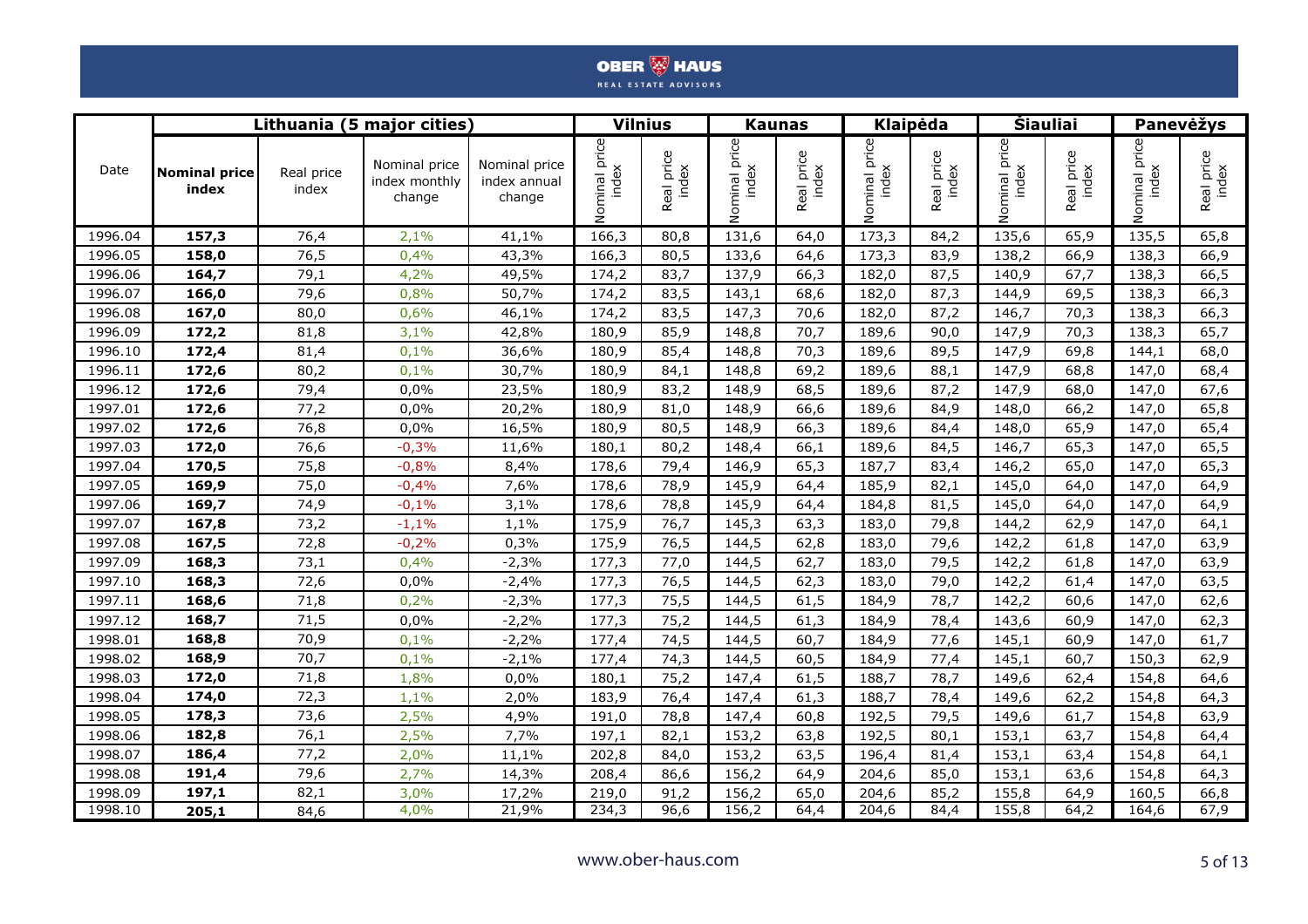| Date | Lithuania (5 major cities) | | | | Vilnius | | Kaunas | | Klaipėda | | Šiauliai | | Panevėžys | |
|---|---|---|---|---|---|---|---|---|---|---|---|---|---|---|
| | **Nominal price index** | Real price index | Nominal price index monthly change | Nominal price index annual change | Nominal price index | Real price index | Nominal price index | Real price index | Nominal price index | Real price index | Nominal price index | Real price index | Nominal price index | Real price index |
| 1996.04 | **157,3** | 76,4 | 2,1% | 41,1% | 166,3 | 80,8 | 131,6 | 64,0 | 173,3 | 84,2 | 135,6 | 65,9 | 135,5 | 65,8 |
| 1996.05 | **158,0** | 76,5 | 0,4% | 43,3% | 166,3 | 80,5 | 133,6 | 64,6 | 173,3 | 83,9 | 138,2 | 66,9 | 138,3 | 66,9 |
| 1996.06 | **164,7** | 79,1 | 4,2% | 49,5% | 174,2 | 83,7 | 137,9 | 66,3 | 182,0 | 87,5 | 140,9 | 67,7 | 138,3 | 66,5 |
| 1996.07 | **166,0** | 79,6 | 0,8% | 50,7% | 174,2 | 83,5 | 143,1 | 68,6 | 182,0 | 87,3 | 144,9 | 69,5 | 138,3 | 66,3 |
| 1996.08 | **167,0** | 80,0 | 0,6% | 46,1% | 174,2 | 83,5 | 147,3 | 70,6 | 182,0 | 87,2 | 146,7 | 70,3 | 138,3 | 66,3 |
| 1996.09 | **172,2** | 81,8 | 3,1% | 42,8% | 180,9 | 85,9 | 148,8 | 70,7 | 189,6 | 90,0 | 147,9 | 70,3 | 138,3 | 65,7 |
| 1996.10 | **172,4** | 81,4 | 0,1% | 36,6% | 180,9 | 85,4 | 148,8 | 70,3 | 189,6 | 89,5 | 147,9 | 69,8 | 144,1 | 68,0 |
| 1996.11 | **172,6** | 80,2 | 0,1% | 30,7% | 180,9 | 84,1 | 148,8 | 69,2 | 189,6 | 88,1 | 147,9 | 68,8 | 147,0 | 68,4 |
| 1996.12 | **172,6** | 79,4 | 0,0% | 23,5% | 180,9 | 83,2 | 148,9 | 68,5 | 189,6 | 87,2 | 147,9 | 68,0 | 147,0 | 67,6 |
| 1997.01 | **172,6** | 77,2 | 0,0% | 20,2% | 180,9 | 81,0 | 148,9 | 66,6 | 189,6 | 84,9 | 148,0 | 66,2 | 147,0 | 65,8 |
| 1997.02 | **172,6** | 76,8 | 0,0% | 16,5% | 180,9 | 80,5 | 148,9 | 66,3 | 189,6 | 84,4 | 148,0 | 65,9 | 147,0 | 65,4 |
| 1997.03 | **172,0** | 76,6 | -0,3% | 11,6% | 180,1 | 80,2 | 148,4 | 66,1 | 189,6 | 84,5 | 146,7 | 65,3 | 147,0 | 65,5 |
| 1997.04 | **170,5** | 75,8 | -0,8% | 8,4% | 178,6 | 79,4 | 146,9 | 65,3 | 187,7 | 83,4 | 146,2 | 65,0 | 147,0 | 65,3 |
| 1997.05 | **169,9** | 75,0 | -0,4% | 7,6% | 178,6 | 78,9 | 145,9 | 64,4 | 185,9 | 82,1 | 145,0 | 64,0 | 147,0 | 64,9 |
| 1997.06 | **169,7** | 74,9 | -0,1% | 3,1% | 178,6 | 78,8 | 145,9 | 64,4 | 184,8 | 81,5 | 145,0 | 64,0 | 147,0 | 64,9 |
| 1997.07 | **167,8** | 73,2 | -1,1% | 1,1% | 175,9 | 76,7 | 145,3 | 63,3 | 183,0 | 79,8 | 144,2 | 62,9 | 147,0 | 64,1 |
| 1997.08 | **167,5** | 72,8 | -0,2% | 0,3% | 175,9 | 76,5 | 144,5 | 62,8 | 183,0 | 79,6 | 142,2 | 61,8 | 147,0 | 63,9 |
| 1997.09 | **168,3** | 73,1 | 0,4% | -2,3% | 177,3 | 77,0 | 144,5 | 62,7 | 183,0 | 79,5 | 142,2 | 61,8 | 147,0 | 63,9 |
| 1997.10 | **168,3** | 72,6 | 0,0% | -2,4% | 177,3 | 76,5 | 144,5 | 62,3 | 183,0 | 79,0 | 142,2 | 61,4 | 147,0 | 63,5 |
| 1997.11 | **168,6** | 71,8 | 0,2% | -2,3% | 177,3 | 75,5 | 144,5 | 61,5 | 184,9 | 78,7 | 142,2 | 60,6 | 147,0 | 62,6 |
| 1997.12 | **168,7** | 71,5 | 0,0% | -2,2% | 177,3 | 75,2 | 144,5 | 61,3 | 184,9 | 78,4 | 143,6 | 60,9 | 147,0 | 62,3 |
| 1998.01 | **168,8** | 70,9 | 0,1% | -2,2% | 177,4 | 74,5 | 144,5 | 60,7 | 184,9 | 77,6 | 145,1 | 60,9 | 147,0 | 61,7 |
| 1998.02 | **168,9** | 70,7 | 0,1% | -2,1% | 177,4 | 74,3 | 144,5 | 60,5 | 184,9 | 77,4 | 145,1 | 60,7 | 150,3 | 62,9 |
| 1998.03 | **172,0** | 71,8 | 1,8% | 0,0% | 180,1 | 75,2 | 147,4 | 61,5 | 188,7 | 78,7 | 149,6 | 62,4 | 154,8 | 64,6 |
| 1998.04 | **174,0** | 72,3 | 1,1% | 2,0% | 183,9 | 76,4 | 147,4 | 61,3 | 188,7 | 78,4 | 149,6 | 62,2 | 154,8 | 64,3 |
| 1998.05 | **178,3** | 73,6 | 2,5% | 4,9% | 191,0 | 78,8 | 147,4 | 60,8 | 192,5 | 79,5 | 149,6 | 61,7 | 154,8 | 63,9 |
| 1998.06 | **182,8** | 76,1 | 2,5% | 7,7% | 197,1 | 82,1 | 153,2 | 63,8 | 192,5 | 80,1 | 153,1 | 63,7 | 154,8 | 64,4 |
| 1998.07 | **186,4** | 77,2 | 2,0% | 11,1% | 202,8 | 84,0 | 153,2 | 63,5 | 196,4 | 81,4 | 153,1 | 63,4 | 154,8 | 64,1 |
| 1998.08 | **191,4** | 79,6 | 2,7% | 14,3% | 208,4 | 86,6 | 156,2 | 64,9 | 204,6 | 85,0 | 153,1 | 63,6 | 154,8 | 64,3 |
| 1998.09 | **197,1** | 82,1 | 3,0% | 17,2% | 219,0 | 91,2 | 156,2 | 65,0 | 204,6 | 85,2 | 155,8 | 64,9 | 160,5 | 66,8 |
| 1998.10 | **205,1** | 84,6 | 4,0% | 21,9% | 234,3 | 96,6 | 156,2 | 64,4 | 204,6 | 84,4 | 155,8 | 64,2 | 164,6 | 67,9 |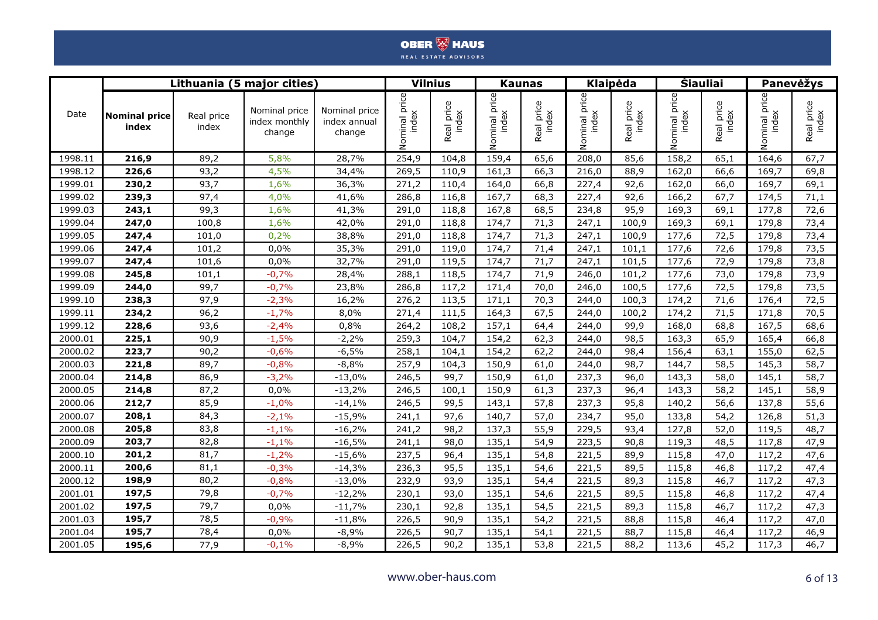| Date | Lithuania (5 major cities) | | | | Vilnius | | Kaunas | | Klaipėda | | Šiauliai | | Panevėžys | |
|---|---|---|---|---|---|---|---|---|---|---|---|---|---|---|
| | **Nominal price index** | Real price index | Nominal price index monthly change | Nominal price index annual change | Nominal price index | Real price index | Nominal price index | Real price index | Nominal price index | Real price index | Nominal price index | Real price index | Nominal price index | Real price index |
| 1998.11 | **216,9** | 89,2 | 5,8% | 28,7% | 254,9 | 104,8 | 159,4 | 65,6 | 208,0 | 85,6 | 158,2 | 65,1 | 164,6 | 67,7 |
| 1998.12 | **226,6** | 93,2 | 4,5% | 34,4% | 269,5 | 110,9 | 161,3 | 66,3 | 216,0 | 88,9 | 162,0 | 66,6 | 169,7 | 69,8 |
| 1999.01 | **230,2** | 93,7 | 1,6% | 36,3% | 271,2 | 110,4 | 164,0 | 66,8 | 227,4 | 92,6 | 162,0 | 66,0 | 169,7 | 69,1 |
| 1999.02 | **239,3** | 97,4 | 4,0% | 41,6% | 286,8 | 116,8 | 167,7 | 68,3 | 227,4 | 92,6 | 166,2 | 67,7 | 174,5 | 71,1 |
| 1999.03 | **243,1** | 99,3 | 1,6% | 41,3% | 291,0 | 118,8 | 167,8 | 68,5 | 234,8 | 95,9 | 169,3 | 69,1 | 177,8 | 72,6 |
| 1999.04 | **247,0** | 100,8 | 1,6% | 42,0% | 291,0 | 118,8 | 174,7 | 71,3 | 247,1 | 100,9 | 169,3 | 69,1 | 179,8 | 73,4 |
| 1999.05 | **247,4** | 101,0 | 0,2% | 38,8% | 291,0 | 118,8 | 174,7 | 71,3 | 247,1 | 100,9 | 177,6 | 72,5 | 179,8 | 73,4 |
| 1999.06 | **247,4** | 101,2 | 0,0% | 35,3% | 291,0 | 119,0 | 174,7 | 71,4 | 247,1 | 101,1 | 177,6 | 72,6 | 179,8 | 73,5 |
| 1999.07 | **247,4** | 101,6 | 0,0% | 32,7% | 291,0 | 119,5 | 174,7 | 71,7 | 247,1 | 101,5 | 177,6 | 72,9 | 179,8 | 73,8 |
| 1999.08 | **245,8** | 101,1 | -0,7% | 28,4% | 288,1 | 118,5 | 174,7 | 71,9 | 246,0 | 101,2 | 177,6 | 73,0 | 179,8 | 73,9 |
| 1999.09 | **244,0** | 99,7 | -0,7% | 23,8% | 286,8 | 117,2 | 171,4 | 70,0 | 246,0 | 100,5 | 177,6 | 72,5 | 179,8 | 73,5 |
| 1999.10 | **238,3** | 97,9 | -2,3% | 16,2% | 276,2 | 113,5 | 171,1 | 70,3 | 244,0 | 100,3 | 174,2 | 71,6 | 176,4 | 72,5 |
| 1999.11 | **234,2** | 96,2 | -1,7% | 8,0% | 271,4 | 111,5 | 164,3 | 67,5 | 244,0 | 100,2 | 174,2 | 71,5 | 171,8 | 70,5 |
| 1999.12 | **228,6** | 93,6 | -2,4% | 0,8% | 264,2 | 108,2 | 157,1 | 64,4 | 244,0 | 99,9 | 168,0 | 68,8 | 167,5 | 68,6 |
| 2000.01 | **225,1** | 90,9 | -1,5% | -2,2% | 259,3 | 104,7 | 154,2 | 62,3 | 244,0 | 98,5 | 163,3 | 65,9 | 165,4 | 66,8 |
| 2000.02 | **223,7** | 90,2 | -0,6% | -6,5% | 258,1 | 104,1 | 154,2 | 62,2 | 244,0 | 98,4 | 156,4 | 63,1 | 155,0 | 62,5 |
| 2000.03 | **221,8** | 89,7 | -0,8% | -8,8% | 257,9 | 104,3 | 150,9 | 61,0 | 244,0 | 98,7 | 144,7 | 58,5 | 145,3 | 58,7 |
| 2000.04 | **214,8** | 86,9 | -3,2% | -13,0% | 246,5 | 99,7 | 150,9 | 61,0 | 237,3 | 96,0 | 143,3 | 58,0 | 145,1 | 58,7 |
| 2000.05 | **214,8** | 87,2 | 0,0% | -13,2% | 246,5 | 100,1 | 150,9 | 61,3 | 237,3 | 96,4 | 143,3 | 58,2 | 145,1 | 58,9 |
| 2000.06 | **212,7** | 85,9 | -1,0% | -14,1% | 246,5 | 99,5 | 143,1 | 57,8 | 237,3 | 95,8 | 140,2 | 56,6 | 137,8 | 55,6 |
| 2000.07 | **208,1** | 84,3 | -2,1% | -15,9% | 241,1 | 97,6 | 140,7 | 57,0 | 234,7 | 95,0 | 133,8 | 54,2 | 126,8 | 51,3 |
| 2000.08 | **205,8** | 83,8 | -1,1% | -16,2% | 241,2 | 98,2 | 137,3 | 55,9 | 229,5 | 93,4 | 127,8 | 52,0 | 119,5 | 48,7 |
| 2000.09 | **203,7** | 82,8 | -1,1% | -16,5% | 241,1 | 98,0 | 135,1 | 54,9 | 223,5 | 90,8 | 119,3 | 48,5 | 117,8 | 47,9 |
| 2000.10 | **201,2** | 81,7 | -1,2% | -15,6% | 237,5 | 96,4 | 135,1 | 54,8 | 221,5 | 89,9 | 115,8 | 47,0 | 117,2 | 47,6 |
| 2000.11 | **200,6** | 81,1 | -0,3% | -14,3% | 236,3 | 95,5 | 135,1 | 54,6 | 221,5 | 89,5 | 115,8 | 46,8 | 117,2 | 47,4 |
| 2000.12 | **198,9** | 80,2 | -0,8% | -13,0% | 232,9 | 93,9 | 135,1 | 54,4 | 221,5 | 89,3 | 115,8 | 46,7 | 117,2 | 47,3 |
| 2001.01 | **197,5** | 79,8 | -0,7% | -12,2% | 230,1 | 93,0 | 135,1 | 54,6 | 221,5 | 89,5 | 115,8 | 46,8 | 117,2 | 47,4 |
| 2001.02 | **197,5** | 79,7 | 0,0% | -11,7% | 230,1 | 92,8 | 135,1 | 54,5 | 221,5 | 89,3 | 115,8 | 46,7 | 117,2 | 47,3 |
| 2001.03 | **195,7** | 78,5 | -0,9% | -11,8% | 226,5 | 90,9 | 135,1 | 54,2 | 221,5 | 88,8 | 115,8 | 46,4 | 117,2 | 47,0 |
| 2001.04 | **195,7** | 78,4 | 0,0% | -8,9% | 226,5 | 90,7 | 135,1 | 54,1 | 221,5 | 88,7 | 115,8 | 46,4 | 117,2 | 46,9 |
| 2001.05 | **195,6** | 77,9 | -0,1% | -8,9% | 226,5 | 90,2 | 135,1 | 53,8 | 221,5 | 88,2 | 113,6 | 45,2 | 117,3 | 46,7 |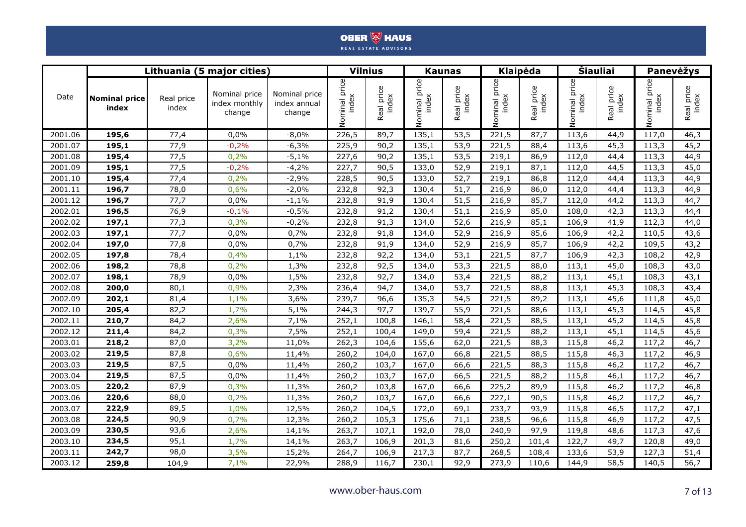| Date | Lithuania (5 major cities) | | | | Vilnius | | Kaunas | | Klaipėda | | Šiauliai | | Panevėžys | |
|---|---|---|---|---|---|---|---|---|---|---|---|---|---|---|
| | **Nominal price index** | Real price index | Nominal price index monthly change | Nominal price index annual change | Nominal price index | Real price index | Nominal price index | Real price index | Nominal price index | Real price index | Nominal price index | Real price index | Nominal price index | Real price index |
| 2001.06 | **195,6** | 77,4 | 0,0% | -8,0% | 226,5 | 89,7 | 135,1 | 53,5 | 221,5 | 87,7 | 113,6 | 44,9 | 117,0 | 46,3 |
| 2001.07 | **195,1** | 77,9 | -0,2% | -6,3% | 225,9 | 90,2 | 135,1 | 53,9 | 221,5 | 88,4 | 113,6 | 45,3 | 113,3 | 45,2 |
| 2001.08 | **195,4** | 77,5 | 0,2% | -5,1% | 227,6 | 90,2 | 135,1 | 53,5 | 219,1 | 86,9 | 112,0 | 44,4 | 113,3 | 44,9 |
| 2001.09 | **195,1** | 77,5 | -0,2% | -4,2% | 227,7 | 90,5 | 133,0 | 52,9 | 219,1 | 87,1 | 112,0 | 44,5 | 113,3 | 45,0 |
| 2001.10 | **195,4** | 77,4 | 0,2% | -2,9% | 228,5 | 90,5 | 133,0 | 52,7 | 219,1 | 86,8 | 112,0 | 44,4 | 113,3 | 44,9 |
| 2001.11 | **196,7** | 78,0 | 0,6% | -2,0% | 232,8 | 92,3 | 130,4 | 51,7 | 216,9 | 86,0 | 112,0 | 44,4 | 113,3 | 44,9 |
| 2001.12 | **196,7** | 77,7 | 0,0% | -1,1% | 232,8 | 91,9 | 130,4 | 51,5 | 216,9 | 85,7 | 112,0 | 44,2 | 113,3 | 44,7 |
| 2002.01 | **196,5** | 76,9 | -0,1% | -0,5% | 232,8 | 91,2 | 130,4 | 51,1 | 216,9 | 85,0 | 108,0 | 42,3 | 113,3 | 44,4 |
| 2002.02 | **197,1** | 77,3 | 0,3% | -0,2% | 232,8 | 91,3 | 134,0 | 52,6 | 216,9 | 85,1 | 106,9 | 41,9 | 112,3 | 44,0 |
| 2002.03 | **197,1** | 77,7 | 0,0% | 0,7% | 232,8 | 91,8 | 134,0 | 52,9 | 216,9 | 85,6 | 106,9 | 42,2 | 110,5 | 43,6 |
| 2002.04 | **197,0** | 77,8 | 0,0% | 0,7% | 232,8 | 91,9 | 134,0 | 52,9 | 216,9 | 85,7 | 106,9 | 42,2 | 109,5 | 43,2 |
| 2002.05 | **197,8** | 78,4 | 0,4% | 1,1% | 232,8 | 92,2 | 134,0 | 53,1 | 221,5 | 87,7 | 106,9 | 42,3 | 108,2 | 42,9 |
| 2002.06 | **198,2** | 78,8 | 0,2% | 1,3% | 232,8 | 92,5 | 134,0 | 53,3 | 221,5 | 88,0 | 113,1 | 45,0 | 108,3 | 43,0 |
| 2002.07 | **198,1** | 78,9 | 0,0% | 1,5% | 232,8 | 92,7 | 134,0 | 53,4 | 221,5 | 88,2 | 113,1 | 45,1 | 108,3 | 43,1 |
| 2002.08 | **200,0** | 80,1 | 0,9% | 2,3% | 236,4 | 94,7 | 134,0 | 53,7 | 221,5 | 88,8 | 113,1 | 45,3 | 108,3 | 43,4 |
| 2002.09 | **202,1** | 81,4 | 1,1% | 3,6% | 239,7 | 96,6 | 135,3 | 54,5 | 221,5 | 89,2 | 113,1 | 45,6 | 111,8 | 45,0 |
| 2002.10 | **205,4** | 82,2 | 1,7% | 5,1% | 244,3 | 97,7 | 139,7 | 55,9 | 221,5 | 88,6 | 113,1 | 45,3 | 114,5 | 45,8 |
| 2002.11 | **210,7** | 84,2 | 2,6% | 7,1% | 252,1 | 100,8 | 146,1 | 58,4 | 221,5 | 88,5 | 113,1 | 45,2 | 114,5 | 45,8 |
| 2002.12 | **211,4** | 84,2 | 0,3% | 7,5% | 252,1 | 100,4 | 149,0 | 59,4 | 221,5 | 88,2 | 113,1 | 45,1 | 114,5 | 45,6 |
| 2003.01 | **218,2** | 87,0 | 3,2% | 11,0% | 262,3 | 104,6 | 155,6 | 62,0 | 221,5 | 88,3 | 115,8 | 46,2 | 117,2 | 46,7 |
| 2003.02 | **219,5** | 87,8 | 0,6% | 11,4% | 260,2 | 104,0 | 167,0 | 66,8 | 221,5 | 88,5 | 115,8 | 46,3 | 117,2 | 46,9 |
| 2003.03 | **219,5** | 87,5 | 0,0% | 11,4% | 260,2 | 103,7 | 167,0 | 66,6 | 221,5 | 88,3 | 115,8 | 46,2 | 117,2 | 46,7 |
| 2003.04 | **219,5** | 87,5 | 0,0% | 11,4% | 260,2 | 103,7 | 167,0 | 66,5 | 221,5 | 88,2 | 115,8 | 46,1 | 117,2 | 46,7 |
| 2003.05 | **220,2** | 87,9 | 0,3% | 11,3% | 260,2 | 103,8 | 167,0 | 66,6 | 225,2 | 89,9 | 115,8 | 46,2 | 117,2 | 46,8 |
| 2003.06 | **220,6** | 88,0 | 0,2% | 11,3% | 260,2 | 103,7 | 167,0 | 66,6 | 227,1 | 90,5 | 115,8 | 46,2 | 117,2 | 46,7 |
| 2003.07 | **222,9** | 89,5 | 1,0% | 12,5% | 260,2 | 104,5 | 172,0 | 69,1 | 233,7 | 93,9 | 115,8 | 46,5 | 117,2 | 47,1 |
| 2003.08 | **224,5** | 90,9 | 0,7% | 12,3% | 260,2 | 105,3 | 175,6 | 71,1 | 238,5 | 96,6 | 115,8 | 46,9 | 117,2 | 47,5 |
| 2003.09 | **230,5** | 93,6 | 2,6% | 14,1% | 263,7 | 107,1 | 192,0 | 78,0 | 240,9 | 97,9 | 119,8 | 48,6 | 117,3 | 47,6 |
| 2003.10 | **234,5** | 95,1 | 1,7% | 14,1% | 263,7 | 106,9 | 201,3 | 81,6 | 250,2 | 101,4 | 122,7 | 49,7 | 120,8 | 49,0 |
| 2003.11 | **242,7** | 98,0 | 3,5% | 15,2% | 264,7 | 106,9 | 217,3 | 87,7 | 268,5 | 108,4 | 133,6 | 53,9 | 127,3 | 51,4 |
| 2003.12 | **259,8** | 104,9 | 7,1% | 22,9% | 288,9 | 116,7 | 230,1 | 92,9 | 273,9 | 110,6 | 144,9 | 58,5 | 140,5 | 56,7 |

www.ober-haus.com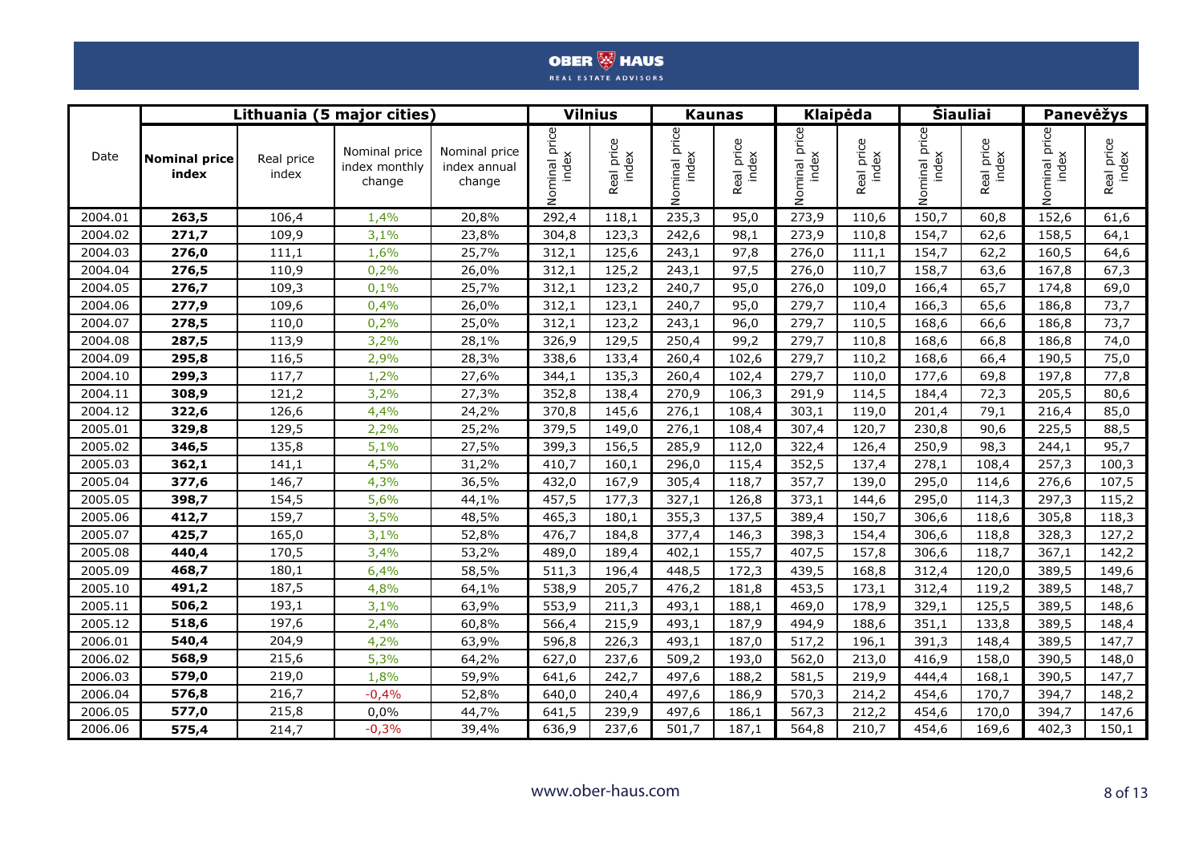| Date | Lithuania (5 major cities) | | | | Vilnius | | Kaunas | | Klaipėda | | Šiauliai | | Panevėžys | |
|---|---|---|---|---|---|---|---|---|---|---|---|---|---|---|
| | **Nominal price index** | Real price index | Nominal price index monthly change | Nominal price index annual change | Nominal price index | Real price index | Nominal price index | Real price index | Nominal price index | Real price index | Nominal price index | Real price index | Nominal price index | Real price index |
| 2004.01 | **263,5** | 106,4 | 1,4% | 20,8% | 292,4 | 118,1 | 235,3 | 95,0 | 273,9 | 110,6 | 150,7 | 60,8 | 152,6 | 61,6 |
| 2004.02 | **271,7** | 109,9 | 3,1% | 23,8% | 304,8 | 123,3 | 242,6 | 98,1 | 273,9 | 110,8 | 154,7 | 62,6 | 158,5 | 64,1 |
| 2004.03 | **276,0** | 111,1 | 1,6% | 25,7% | 312,1 | 125,6 | 243,1 | 97,8 | 276,0 | 111,1 | 154,7 | 62,2 | 160,5 | 64,6 |
| 2004.04 | **276,5** | 110,9 | 0,2% | 26,0% | 312,1 | 125,2 | 243,1 | 97,5 | 276,0 | 110,7 | 158,7 | 63,6 | 167,8 | 67,3 |
| 2004.05 | **276,7** | 109,3 | 0,1% | 25,7% | 312,1 | 123,2 | 240,7 | 95,0 | 276,0 | 109,0 | 166,4 | 65,7 | 174,8 | 69,0 |
| 2004.06 | **277,9** | 109,6 | 0,4% | 26,0% | 312,1 | 123,1 | 240,7 | 95,0 | 279,7 | 110,4 | 166,3 | 65,6 | 186,8 | 73,7 |
| 2004.07 | **278,5** | 110,0 | 0,2% | 25,0% | 312,1 | 123,2 | 243,1 | 96,0 | 279,7 | 110,5 | 168,6 | 66,6 | 186,8 | 73,7 |
| 2004.08 | **287,5** | 113,9 | 3,2% | 28,1% | 326,9 | 129,5 | 250,4 | 99,2 | 279,7 | 110,8 | 168,6 | 66,8 | 186,8 | 74,0 |
| 2004.09 | **295,8** | 116,5 | 2,9% | 28,3% | 338,6 | 133,4 | 260,4 | 102,6 | 279,7 | 110,2 | 168,6 | 66,4 | 190,5 | 75,0 |
| 2004.10 | **299,3** | 117,7 | 1,2% | 27,6% | 344,1 | 135,3 | 260,4 | 102,4 | 279,7 | 110,0 | 177,6 | 69,8 | 197,8 | 77,8 |
| 2004.11 | **308,9** | 121,2 | 3,2% | 27,3% | 352,8 | 138,4 | 270,9 | 106,3 | 291,9 | 114,5 | 184,4 | 72,3 | 205,5 | 80,6 |
| 2004.12 | **322,6** | 126,6 | 4,4% | 24,2% | 370,8 | 145,6 | 276,1 | 108,4 | 303,1 | 119,0 | 201,4 | 79,1 | 216,4 | 85,0 |
| 2005.01 | **329,8** | 129,5 | 2,2% | 25,2% | 379,5 | 149,0 | 276,1 | 108,4 | 307,4 | 120,7 | 230,8 | 90,6 | 225,5 | 88,5 |
| 2005.02 | **346,5** | 135,8 | 5,1% | 27,5% | 399,3 | 156,5 | 285,9 | 112,0 | 322,4 | 126,4 | 250,9 | 98,3 | 244,1 | 95,7 |
| 2005.03 | **362,1** | 141,1 | 4,5% | 31,2% | 410,7 | 160,1 | 296,0 | 115,4 | 352,5 | 137,4 | 278,1 | 108,4 | 257,3 | 100,3 |
| 2005.04 | **377,6** | 146,7 | 4,3% | 36,5% | 432,0 | 167,9 | 305,4 | 118,7 | 357,7 | 139,0 | 295,0 | 114,6 | 276,6 | 107,5 |
| 2005.05 | **398,7** | 154,5 | 5,6% | 44,1% | 457,5 | 177,3 | 327,1 | 126,8 | 373,1 | 144,6 | 295,0 | 114,3 | 297,3 | 115,2 |
| 2005.06 | **412,7** | 159,7 | 3,5% | 48,5% | 465,3 | 180,1 | 355,3 | 137,5 | 389,4 | 150,7 | 306,6 | 118,6 | 305,8 | 118,3 |
| 2005.07 | **425,7** | 165,0 | 3,1% | 52,8% | 476,7 | 184,8 | 377,4 | 146,3 | 398,3 | 154,4 | 306,6 | 118,8 | 328,3 | 127,2 |
| 2005.08 | **440,4** | 170,5 | 3,4% | 53,2% | 489,0 | 189,4 | 402,1 | 155,7 | 407,5 | 157,8 | 306,6 | 118,7 | 367,1 | 142,2 |
| 2005.09 | **468,7** | 180,1 | 6,4% | 58,5% | 511,3 | 196,4 | 448,5 | 172,3 | 439,5 | 168,8 | 312,4 | 120,0 | 389,5 | 149,6 |
| 2005.10 | **491,2** | 187,5 | 4,8% | 64,1% | 538,9 | 205,7 | 476,2 | 181,8 | 453,5 | 173,1 | 312,4 | 119,2 | 389,5 | 148,7 |
| 2005.11 | **506,2** | 193,1 | 3,1% | 63,9% | 553,9 | 211,3 | 493,1 | 188,1 | 469,0 | 178,9 | 329,1 | 125,5 | 389,5 | 148,6 |
| 2005.12 | **518,6** | 197,6 | 2,4% | 60,8% | 566,4 | 215,9 | 493,1 | 187,9 | 494,9 | 188,6 | 351,1 | 133,8 | 389,5 | 148,4 |
| 2006.01 | **540,4** | 204,9 | 4,2% | 63,9% | 596,8 | 226,3 | 493,1 | 187,0 | 517,2 | 196,1 | 391,3 | 148,4 | 389,5 | 147,7 |
| 2006.02 | **568,9** | 215,6 | 5,3% | 64,2% | 627,0 | 237,6 | 509,2 | 193,0 | 562,0 | 213,0 | 416,9 | 158,0 | 390,5 | 148,0 |
| 2006.03 | **579,0** | 219,0 | 1,8% | 59,9% | 641,6 | 242,7 | 497,6 | 188,2 | 581,5 | 219,9 | 444,4 | 168,1 | 390,5 | 147,7 |
| 2006.04 | **576,8** | 216,7 | -0,4% | 52,8% | 640,0 | 240,4 | 497,6 | 186,9 | 570,3 | 214,2 | 454,6 | 170,7 | 394,7 | 148,2 |
| 2006.05 | **577,0** | 215,8 | 0,0% | 44,7% | 641,5 | 239,9 | 497,6 | 186,1 | 567,3 | 212,2 | 454,6 | 170,0 | 394,7 | 147,6 |
| 2006.06 | **575,4** | 214,7 | -0,3% | 39,4% | 636,9 | 237,6 | 501,7 | 187,1 | 564,8 | 210,7 | 454,6 | 169,6 | 402,3 | 150,1 |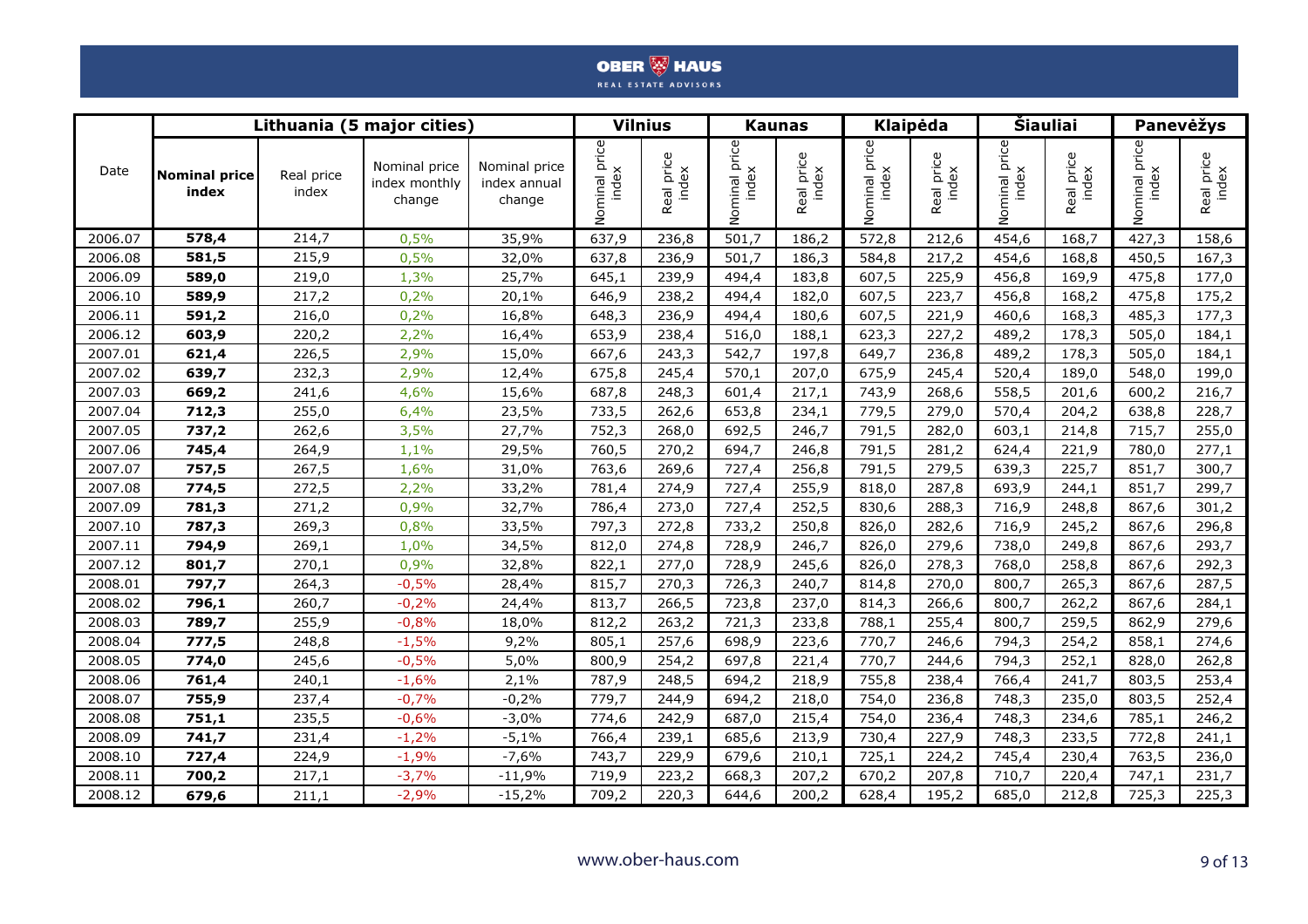| Date | Lithuania (5 major cities) | | | | Vilnius | | Kaunas | | Klaipėda | | Šiauliai | | Panevėžys | |
|---|---|---|---|---|---|---|---|---|---|---|---|---|---|---|
| | **Nominal price index** | Real price index | Nominal price index monthly change | Nominal price index annual change | Nominal price index | Real price index | Nominal price index | Real price index | Nominal price index | Real price index | Nominal price index | Real price index | Nominal price index | Real price index |
| 2006.07 | **578,4** | 214,7 | 0,5% | 35,9% | 637,9 | 236,8 | 501,7 | 186,2 | 572,8 | 212,6 | 454,6 | 168,7 | 427,3 | 158,6 |
| 2006.08 | **581,5** | 215,9 | 0,5% | 32,0% | 637,8 | 236,9 | 501,7 | 186,3 | 584,8 | 217,2 | 454,6 | 168,8 | 450,5 | 167,3 |
| 2006.09 | **589,0** | 219,0 | 1,3% | 25,7% | 645,1 | 239,9 | 494,4 | 183,8 | 607,5 | 225,9 | 456,8 | 169,9 | 475,8 | 177,0 |
| 2006.10 | **589,9** | 217,2 | 0,2% | 20,1% | 646,9 | 238,2 | 494,4 | 182,0 | 607,5 | 223,7 | 456,8 | 168,2 | 475,8 | 175,2 |
| 2006.11 | **591,2** | 216,0 | 0,2% | 16,8% | 648,3 | 236,9 | 494,4 | 180,6 | 607,5 | 221,9 | 460,6 | 168,3 | 485,3 | 177,3 |
| 2006.12 | **603,9** | 220,2 | 2,2% | 16,4% | 653,9 | 238,4 | 516,0 | 188,1 | 623,3 | 227,2 | 489,2 | 178,3 | 505,0 | 184,1 |
| 2007.01 | **621,4** | 226,5 | 2,9% | 15,0% | 667,6 | 243,3 | 542,7 | 197,8 | 649,7 | 236,8 | 489,2 | 178,3 | 505,0 | 184,1 |
| 2007.02 | **639,7** | 232,3 | 2,9% | 12,4% | 675,8 | 245,4 | 570,1 | 207,0 | 675,9 | 245,4 | 520,4 | 189,0 | 548,0 | 199,0 |
| 2007.03 | **669,2** | 241,6 | 4,6% | 15,6% | 687,8 | 248,3 | 601,4 | 217,1 | 743,9 | 268,6 | 558,5 | 201,6 | 600,2 | 216,7 |
| 2007.04 | **712,3** | 255,0 | 6,4% | 23,5% | 733,5 | 262,6 | 653,8 | 234,1 | 779,5 | 279,0 | 570,4 | 204,2 | 638,8 | 228,7 |
| 2007.05 | **737,2** | 262,6 | 3,5% | 27,7% | 752,3 | 268,0 | 692,5 | 246,7 | 791,5 | 282,0 | 603,1 | 214,8 | 715,7 | 255,0 |
| 2007.06 | **745,4** | 264,9 | 1,1% | 29,5% | 760,5 | 270,2 | 694,7 | 246,8 | 791,5 | 281,2 | 624,4 | 221,9 | 780,0 | 277,1 |
| 2007.07 | **757,5** | 267,5 | 1,6% | 31,0% | 763,6 | 269,6 | 727,4 | 256,8 | 791,5 | 279,5 | 639,3 | 225,7 | 851,7 | 300,7 |
| 2007.08 | **774,5** | 272,5 | 2,2% | 33,2% | 781,4 | 274,9 | 727,4 | 255,9 | 818,0 | 287,8 | 693,9 | 244,1 | 851,7 | 299,7 |
| 2007.09 | **781,3** | 271,2 | 0,9% | 32,7% | 786,4 | 273,0 | 727,4 | 252,5 | 830,6 | 288,3 | 716,9 | 248,8 | 867,6 | 301,2 |
| 2007.10 | **787,3** | 269,3 | 0,8% | 33,5% | 797,3 | 272,8 | 733,2 | 250,8 | 826,0 | 282,6 | 716,9 | 245,2 | 867,6 | 296,8 |
| 2007.11 | **794,9** | 269,1 | 1,0% | 34,5% | 812,0 | 274,8 | 728,9 | 246,7 | 826,0 | 279,6 | 738,0 | 249,8 | 867,6 | 293,7 |
| 2007.12 | **801,7** | 270,1 | 0,9% | 32,8% | 822,1 | 277,0 | 728,9 | 245,6 | 826,0 | 278,3 | 768,0 | 258,8 | 867,6 | 292,3 |
| 2008.01 | **797,7** | 264,3 | -0,5% | 28,4% | 815,7 | 270,3 | 726,3 | 240,7 | 814,8 | 270,0 | 800,7 | 265,3 | 867,6 | 287,5 |
| 2008.02 | **796,1** | 260,7 | -0,2% | 24,4% | 813,7 | 266,5 | 723,8 | 237,0 | 814,3 | 266,6 | 800,7 | 262,2 | 867,6 | 284,1 |
| 2008.03 | **789,7** | 255,9 | -0,8% | 18,0% | 812,2 | 263,2 | 721,3 | 233,8 | 788,1 | 255,4 | 800,7 | 259,5 | 862,9 | 279,6 |
| 2008.04 | **777,5** | 248,8 | -1,5% | 9,2% | 805,1 | 257,6 | 698,9 | 223,6 | 770,7 | 246,6 | 794,3 | 254,2 | 858,1 | 274,6 |
| 2008.05 | **774,0** | 245,6 | -0,5% | 5,0% | 800,9 | 254,2 | 697,8 | 221,4 | 770,7 | 244,6 | 794,3 | 252,1 | 828,0 | 262,8 |
| 2008.06 | **761,4** | 240,1 | -1,6% | 2,1% | 787,9 | 248,5 | 694,2 | 218,9 | 755,8 | 238,4 | 766,4 | 241,7 | 803,5 | 253,4 |
| 2008.07 | **755,9** | 237,4 | -0,7% | -0,2% | 779,7 | 244,9 | 694,2 | 218,0 | 754,0 | 236,8 | 748,3 | 235,0 | 803,5 | 252,4 |
| 2008.08 | **751,1** | 235,5 | -0,6% | -3,0% | 774,6 | 242,9 | 687,0 | 215,4 | 754,0 | 236,4 | 748,3 | 234,6 | 785,1 | 246,2 |
| 2008.09 | **741,7** | 231,4 | -1,2% | -5,1% | 766,4 | 239,1 | 685,6 | 213,9 | 730,4 | 227,9 | 748,3 | 233,5 | 772,8 | 241,1 |
| 2008.10 | **727,4** | 224,9 | -1,9% | -7,6% | 743,7 | 229,9 | 679,6 | 210,1 | 725,1 | 224,2 | 745,4 | 230,4 | 763,5 | 236,0 |
| 2008.11 | **700,2** | 217,1 | -3,7% | -11,9% | 719,9 | 223,2 | 668,3 | 207,2 | 670,2 | 207,8 | 710,7 | 220,4 | 747,1 | 231,7 |
| 2008.12 | **679,6** | 211,1 | -2,9% | -15,2% | 709,2 | 220,3 | 644,6 | 200,2 | 628,4 | 195,2 | 685,0 | 212,8 | 725,3 | 225,3 |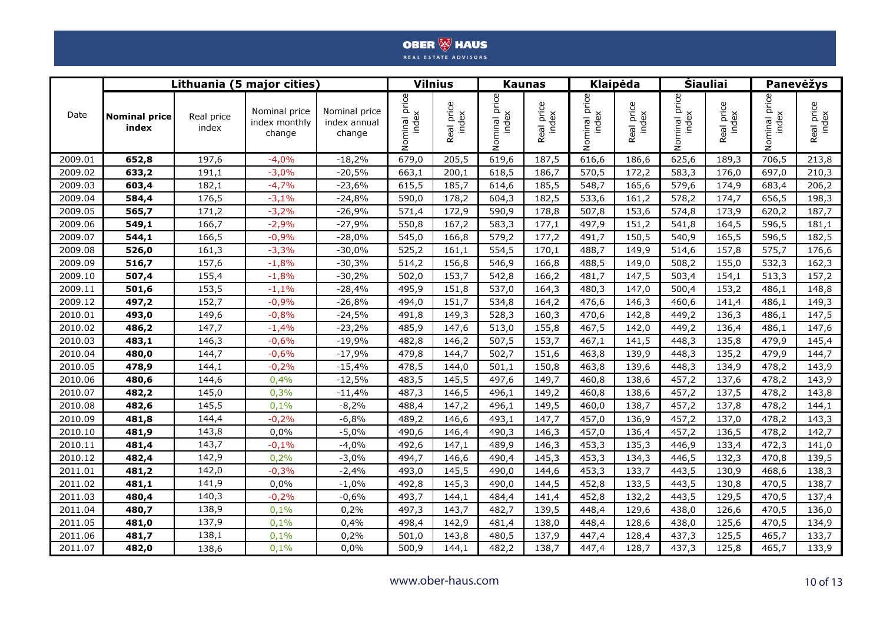| Date | Lithuania (5 major cities) | | | | Vilnius | | Kaunas | | Klaipėda | | Šiauliai | | Panevėžys | |
|---|---|---|---|---|---|---|---|---|---|---|---|---|---|---|
| | **Nominal price index** | Real price index | Nominal price index monthly change | Nominal price index annual change | Nominal price index | Real price index | Nominal price index | Real price index | Nominal price index | Real price index | Nominal price index | Real price index | Nominal price index | Real price index |
| 2009.01 | **652,8** | 197,6 | -4,0% | -18,2% | 679,0 | 205,5 | 619,6 | 187,5 | 616,6 | 186,6 | 625,6 | 189,3 | 706,5 | 213,8 |
| 2009.02 | **633,2** | 191,1 | -3,0% | -20,5% | 663,1 | 200,1 | 618,5 | 186,7 | 570,5 | 172,2 | 583,3 | 176,0 | 697,0 | 210,3 |
| 2009.03 | **603,4** | 182,1 | -4,7% | -23,6% | 615,5 | 185,7 | 614,6 | 185,5 | 548,7 | 165,6 | 579,6 | 174,9 | 683,4 | 206,2 |
| 2009.04 | **584,4** | 176,5 | -3,1% | -24,8% | 590,0 | 178,2 | 604,3 | 182,5 | 533,6 | 161,2 | 578,2 | 174,7 | 656,5 | 198,3 |
| 2009.05 | **565,7** | 171,2 | -3,2% | -26,9% | 571,4 | 172,9 | 590,9 | 178,8 | 507,8 | 153,6 | 574,8 | 173,9 | 620,2 | 187,7 |
| 2009.06 | **549,1** | 166,7 | -2,9% | -27,9% | 550,8 | 167,2 | 583,3 | 177,1 | 497,9 | 151,2 | 541,8 | 164,5 | 596,5 | 181,1 |
| 2009.07 | **544,1** | 166,5 | -0,9% | -28,0% | 545,0 | 166,8 | 579,2 | 177,2 | 491,7 | 150,5 | 540,9 | 165,5 | 596,5 | 182,5 |
| 2009.08 | **526,0** | 161,3 | -3,3% | -30,0% | 525,2 | 161,1 | 554,5 | 170,1 | 488,7 | 149,9 | 514,6 | 157,8 | 575,7 | 176,6 |
| 2009.09 | **516,7** | 157,6 | -1,8% | -30,3% | 514,2 | 156,8 | 546,9 | 166,8 | 488,5 | 149,0 | 508,2 | 155,0 | 532,3 | 162,3 |
| 2009.10 | **507,4** | 155,4 | -1,8% | -30,2% | 502,0 | 153,7 | 542,8 | 166,2 | 481,7 | 147,5 | 503,4 | 154,1 | 513,3 | 157,2 |
| 2009.11 | **501,6** | 153,5 | -1,1% | -28,4% | 495,9 | 151,8 | 537,0 | 164,3 | 480,3 | 147,0 | 500,4 | 153,2 | 486,1 | 148,8 |
| 2009.12 | **497,2** | 152,7 | -0,9% | -26,8% | 494,0 | 151,7 | 534,8 | 164,2 | 476,6 | 146,3 | 460,6 | 141,4 | 486,1 | 149,3 |
| 2010.01 | **493,0** | 149,6 | -0,8% | -24,5% | 491,8 | 149,3 | 528,3 | 160,3 | 470,6 | 142,8 | 449,2 | 136,3 | 486,1 | 147,5 |
| 2010.02 | **486,2** | 147,7 | -1,4% | -23,2% | 485,9 | 147,6 | 513,0 | 155,8 | 467,5 | 142,0 | 449,2 | 136,4 | 486,1 | 147,6 |
| 2010.03 | **483,1** | 146,3 | -0,6% | -19,9% | 482,8 | 146,2 | 507,5 | 153,7 | 467,1 | 141,5 | 448,3 | 135,8 | 479,9 | 145,4 |
| 2010.04 | **480,0** | 144,7 | -0,6% | -17,9% | 479,8 | 144,7 | 502,7 | 151,6 | 463,8 | 139,9 | 448,3 | 135,2 | 479,9 | 144,7 |
| 2010.05 | **478,9** | 144,1 | -0,2% | -15,4% | 478,5 | 144,0 | 501,1 | 150,8 | 463,8 | 139,6 | 448,3 | 134,9 | 478,2 | 143,9 |
| 2010.06 | **480,6** | 144,6 | 0,4% | -12,5% | 483,5 | 145,5 | 497,6 | 149,7 | 460,8 | 138,6 | 457,2 | 137,6 | 478,2 | 143,9 |
| 2010.07 | **482,2** | 145,0 | 0,3% | -11,4% | 487,3 | 146,5 | 496,1 | 149,2 | 460,8 | 138,6 | 457,2 | 137,5 | 478,2 | 143,8 |
| 2010.08 | **482,6** | 145,5 | 0,1% | -8,2% | 488,4 | 147,2 | 496,1 | 149,5 | 460,0 | 138,7 | 457,2 | 137,8 | 478,2 | 144,1 |
| 2010.09 | **481,8** | 144,4 | -0,2% | -6,8% | 489,2 | 146,6 | 493,1 | 147,7 | 457,0 | 136,9 | 457,2 | 137,0 | 478,2 | 143,3 |
| 2010.10 | **481,9** | 143,8 | 0,0% | -5,0% | 490,6 | 146,4 | 490,3 | 146,3 | 457,0 | 136,4 | 457,2 | 136,5 | 478,2 | 142,7 |
| 2010.11 | **481,4** | 143,7 | -0,1% | -4,0% | 492,6 | 147,1 | 489,9 | 146,3 | 453,3 | 135,3 | 446,9 | 133,4 | 472,3 | 141,0 |
| 2010.12 | **482,4** | 142,9 | 0,2% | -3,0% | 494,7 | 146,6 | 490,4 | 145,3 | 453,3 | 134,3 | 446,5 | 132,3 | 470,8 | 139,5 |
| 2011.01 | **481,2** | 142,0 | -0,3% | -2,4% | 493,0 | 145,5 | 490,0 | 144,6 | 453,3 | 133,7 | 443,5 | 130,9 | 468,6 | 138,3 |
| 2011.02 | **481,1** | 141,9 | 0,0% | -1,0% | 492,8 | 145,3 | 490,0 | 144,5 | 452,8 | 133,5 | 443,5 | 130,8 | 470,5 | 138,7 |
| 2011.03 | **480,4** | 140,3 | -0,2% | -0,6% | 493,7 | 144,1 | 484,4 | 141,4 | 452,8 | 132,2 | 443,5 | 129,5 | 470,5 | 137,4 |
| 2011.04 | **480,7** | 138,9 | 0,1% | 0,2% | 497,3 | 143,7 | 482,7 | 139,5 | 448,4 | 129,6 | 438,0 | 126,6 | 470,5 | 136,0 |
| 2011.05 | **481,0** | 137,9 | 0,1% | 0,4% | 498,4 | 142,9 | 481,4 | 138,0 | 448,4 | 128,6 | 438,0 | 125,6 | 470,5 | 134,9 |
| 2011.06 | **481,7** | 138,1 | 0,1% | 0,2% | 501,0 | 143,8 | 480,5 | 137,9 | 447,4 | 128,4 | 437,3 | 125,5 | 465,7 | 133,7 |
| 2011.07 | **482,0** | 138,6 | 0,1% | 0,0% | 500,9 | 144,1 | 482,2 | 138,7 | 447,4 | 128,7 | 437,3 | 125,8 | 465,7 | 133,9 |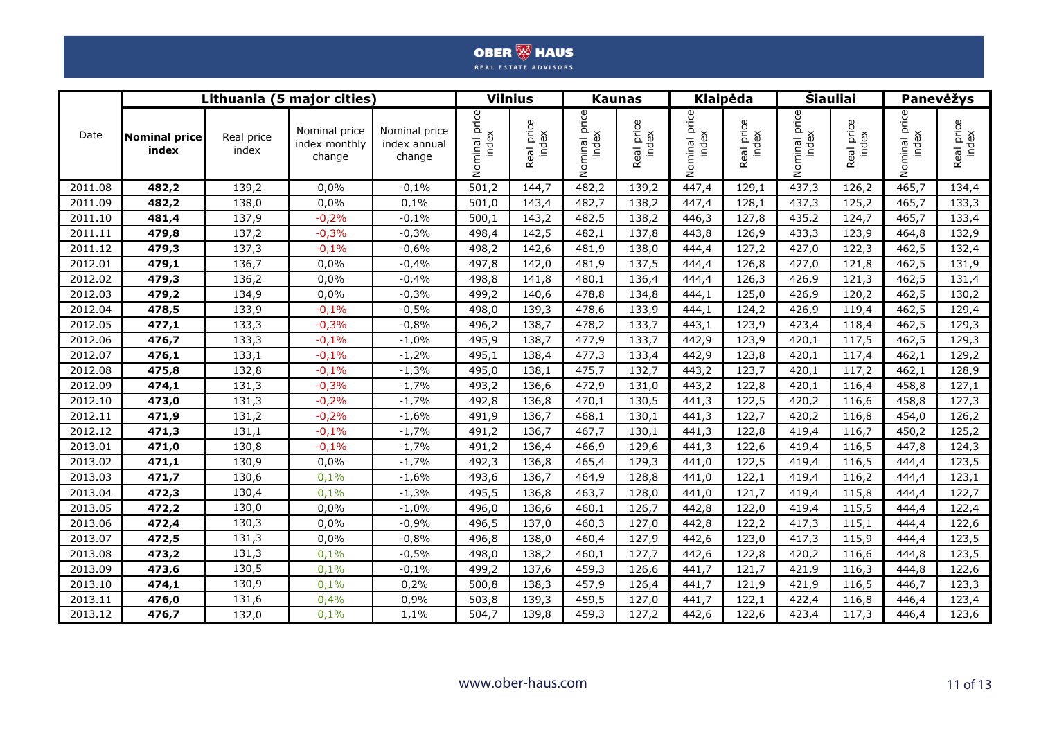| Date | Lithuania (5 major cities) | | | | Vilnius | | Kaunas | | Klaipėda | | Šiauliai | | Panevėžys | |
|---|---|---|---|---|---|---|---|---|---|---|---|---|---|---|
| | **Nominal price index** | Real price index | Nominal price index monthly change | Nominal price index annual change | Nominal price index | Real price index | Nominal price index | Real price index | Nominal price index | Real price index | Nominal price index | Real price index | Nominal price index | Real price index |
| 2011.08 | **482,2** | 139,2 | 0,0% | -0,1% | 501,2 | 144,7 | 482,2 | 139,2 | 447,4 | 129,1 | 437,3 | 126,2 | 465,7 | 134,4 |
| 2011.09 | **482,2** | 138,0 | 0,0% | 0,1% | 501,0 | 143,4 | 482,7 | 138,2 | 447,4 | 128,1 | 437,3 | 125,2 | 465,7 | 133,3 |
| 2011.10 | **481,4** | 137,9 | -0,2% | -0,1% | 500,1 | 143,2 | 482,5 | 138,2 | 446,3 | 127,8 | 435,2 | 124,7 | 465,7 | 133,4 |
| 2011.11 | **479,8** | 137,2 | -0,3% | -0,3% | 498,4 | 142,5 | 482,1 | 137,8 | 443,8 | 126,9 | 433,3 | 123,9 | 464,8 | 132,9 |
| 2011.12 | **479,3** | 137,3 | -0,1% | -0,6% | 498,2 | 142,6 | 481,9 | 138,0 | 444,4 | 127,2 | 427,0 | 122,3 | 462,5 | 132,4 |
| 2012.01 | **479,1** | 136,7 | 0,0% | -0,4% | 497,8 | 142,0 | 481,9 | 137,5 | 444,4 | 126,8 | 427,0 | 121,8 | 462,5 | 131,9 |
| 2012.02 | **479,3** | 136,2 | 0,0% | -0,4% | 498,8 | 141,8 | 480,1 | 136,4 | 444,4 | 126,3 | 426,9 | 121,3 | 462,5 | 131,4 |
| 2012.03 | **479,2** | 134,9 | 0,0% | -0,3% | 499,2 | 140,6 | 478,8 | 134,8 | 444,1 | 125,0 | 426,9 | 120,2 | 462,5 | 130,2 |
| 2012.04 | **478,5** | 133,9 | -0,1% | -0,5% | 498,0 | 139,3 | 478,6 | 133,9 | 444,1 | 124,2 | 426,9 | 119,4 | 462,5 | 129,4 |
| 2012.05 | **477,1** | 133,3 | -0,3% | -0,8% | 496,2 | 138,7 | 478,2 | 133,7 | 443,1 | 123,9 | 423,4 | 118,4 | 462,5 | 129,3 |
| 2012.06 | **476,7** | 133,3 | -0,1% | -1,0% | 495,9 | 138,7 | 477,9 | 133,7 | 442,9 | 123,9 | 420,1 | 117,5 | 462,5 | 129,3 |
| 2012.07 | **476,1** | 133,1 | -0,1% | -1,2% | 495,1 | 138,4 | 477,3 | 133,4 | 442,9 | 123,8 | 420,1 | 117,4 | 462,1 | 129,2 |
| 2012.08 | **475,8** | 132,8 | -0,1% | -1,3% | 495,0 | 138,1 | 475,7 | 132,7 | 443,2 | 123,7 | 420,1 | 117,2 | 462,1 | 128,9 |
| 2012.09 | **474,1** | 131,3 | -0,3% | -1,7% | 493,2 | 136,6 | 472,9 | 131,0 | 443,2 | 122,8 | 420,1 | 116,4 | 458,8 | 127,1 |
| 2012.10 | **473,0** | 131,3 | -0,2% | -1,7% | 492,8 | 136,8 | 470,1 | 130,5 | 441,3 | 122,5 | 420,2 | 116,6 | 458,8 | 127,3 |
| 2012.11 | **471,9** | 131,2 | -0,2% | -1,6% | 491,9 | 136,7 | 468,1 | 130,1 | 441,3 | 122,7 | 420,2 | 116,8 | 454,0 | 126,2 |
| 2012.12 | **471,3** | 131,1 | -0,1% | -1,7% | 491,2 | 136,7 | 467,7 | 130,1 | 441,3 | 122,8 | 419,4 | 116,7 | 450,2 | 125,2 |
| 2013.01 | **471,0** | 130,8 | -0,1% | -1,7% | 491,2 | 136,4 | 466,9 | 129,6 | 441,3 | 122,6 | 419,4 | 116,5 | 447,8 | 124,3 |
| 2013.02 | **471,1** | 130,9 | 0,0% | -1,7% | 492,3 | 136,8 | 465,4 | 129,3 | 441,0 | 122,5 | 419,4 | 116,5 | 444,4 | 123,5 |
| 2013.03 | **471,7** | 130,6 | 0,1% | -1,6% | 493,6 | 136,7 | 464,9 | 128,8 | 441,0 | 122,1 | 419,4 | 116,2 | 444,4 | 123,1 |
| 2013.04 | **472,3** | 130,4 | 0,1% | -1,3% | 495,5 | 136,8 | 463,7 | 128,0 | 441,0 | 121,7 | 419,4 | 115,8 | 444,4 | 122,7 |
| 2013.05 | **472,2** | 130,0 | 0,0% | -1,0% | 496,0 | 136,6 | 460,1 | 126,7 | 442,8 | 122,0 | 419,4 | 115,5 | 444,4 | 122,4 |
| 2013.06 | **472,4** | 130,3 | 0,0% | -0,9% | 496,5 | 137,0 | 460,3 | 127,0 | 442,8 | 122,2 | 417,3 | 115,1 | 444,4 | 122,6 |
| 2013.07 | **472,5** | 131,3 | 0,0% | -0,8% | 496,8 | 138,0 | 460,4 | 127,9 | 442,6 | 123,0 | 417,3 | 115,9 | 444,4 | 123,5 |
| 2013.08 | **473,2** | 131,3 | 0,1% | -0,5% | 498,0 | 138,2 | 460,1 | 127,7 | 442,6 | 122,8 | 420,2 | 116,6 | 444,8 | 123,5 |
| 2013.09 | **473,6** | 130,5 | 0,1% | -0,1% | 499,2 | 137,6 | 459,3 | 126,6 | 441,7 | 121,7 | 421,9 | 116,3 | 444,8 | 122,6 |
| 2013.10 | **474,1** | 130,9 | 0,1% | 0,2% | 500,8 | 138,3 | 457,9 | 126,4 | 441,7 | 121,9 | 421,9 | 116,5 | 446,7 | 123,3 |
| 2013.11 | **476,0** | 131,6 | 0,4% | 0,9% | 503,8 | 139,3 | 459,5 | 127,0 | 441,7 | 122,1 | 422,4 | 116,8 | 446,4 | 123,4 |
| 2013.12 | **476,7** | 132,0 | 0,1% | 1,1% | 504,7 | 139,8 | 459,3 | 127,2 | 442,6 | 122,6 | 423,4 | 117,3 | 446,4 | 123,6 |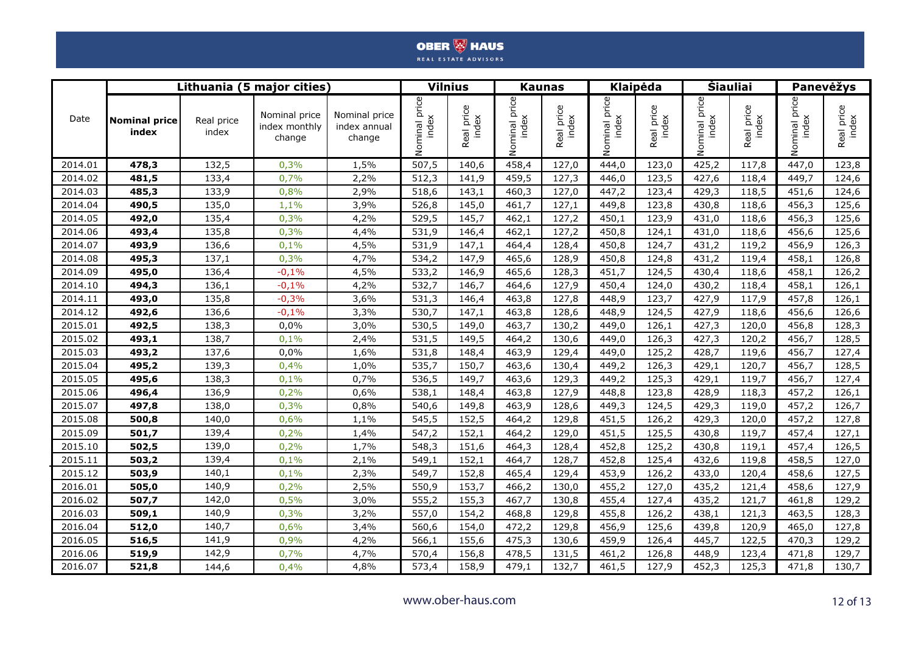| Date | Lithuania (5 major cities) | | | | Vilnius | | Kaunas | | Klaipėda | | Šiauliai | | Panevėžys | |
|---|---|---|---|---|---|---|---|---|---|---|---|---|---|---|
| | **Nominal price index** | Real price index | Nominal price index monthly change | Nominal price index annual change | Nominal price index | Real price index | Nominal price index | Real price index | Nominal price index | Real price index | Nominal price index | Real price index | Nominal price index | Real price index |
| 2014.01 | **478,3** | 132,5 | 0,3% | 1,5% | 507,5 | 140,6 | 458,4 | 127,0 | 444,0 | 123,0 | 425,2 | 117,8 | 447,0 | 123,8 |
| 2014.02 | **481,5** | 133,4 | 0,7% | 2,2% | 512,3 | 141,9 | 459,5 | 127,3 | 446,0 | 123,5 | 427,6 | 118,4 | 449,7 | 124,6 |
| 2014.03 | **485,3** | 133,9 | 0,8% | 2,9% | 518,6 | 143,1 | 460,3 | 127,0 | 447,2 | 123,4 | 429,3 | 118,5 | 451,6 | 124,6 |
| 2014.04 | **490,5** | 135,0 | 1,1% | 3,9% | 526,8 | 145,0 | 461,7 | 127,1 | 449,8 | 123,8 | 430,8 | 118,6 | 456,3 | 125,6 |
| 2014.05 | **492,0** | 135,4 | 0,3% | 4,2% | 529,5 | 145,7 | 462,1 | 127,2 | 450,1 | 123,9 | 431,0 | 118,6 | 456,3 | 125,6 |
| 2014.06 | **493,4** | 135,8 | 0,3% | 4,4% | 531,9 | 146,4 | 462,1 | 127,2 | 450,8 | 124,1 | 431,0 | 118,6 | 456,6 | 125,6 |
| 2014.07 | **493,9** | 136,6 | 0,1% | 4,5% | 531,9 | 147,1 | 464,4 | 128,4 | 450,8 | 124,7 | 431,2 | 119,2 | 456,9 | 126,3 |
| 2014.08 | **495,3** | 137,1 | 0,3% | 4,7% | 534,2 | 147,9 | 465,6 | 128,9 | 450,8 | 124,8 | 431,2 | 119,4 | 458,1 | 126,8 |
| 2014.09 | **495,0** | 136,4 | -0,1% | 4,5% | 533,2 | 146,9 | 465,6 | 128,3 | 451,7 | 124,5 | 430,4 | 118,6 | 458,1 | 126,2 |
| 2014.10 | **494,3** | 136,1 | -0,1% | 4,2% | 532,7 | 146,7 | 464,6 | 127,9 | 450,4 | 124,0 | 430,2 | 118,4 | 458,1 | 126,1 |
| 2014.11 | **493,0** | 135,8 | -0,3% | 3,6% | 531,3 | 146,4 | 463,8 | 127,8 | 448,9 | 123,7 | 427,9 | 117,9 | 457,8 | 126,1 |
| 2014.12 | **492,6** | 136,6 | -0,1% | 3,3% | 530,7 | 147,1 | 463,8 | 128,6 | 448,9 | 124,5 | 427,9 | 118,6 | 456,6 | 126,6 |
| 2015.01 | **492,5** | 138,3 | 0,0% | 3,0% | 530,5 | 149,0 | 463,7 | 130,2 | 449,0 | 126,1 | 427,3 | 120,0 | 456,8 | 128,3 |
| 2015.02 | **493,1** | 138,7 | 0,1% | 2,4% | 531,5 | 149,5 | 464,2 | 130,6 | 449,0 | 126,3 | 427,3 | 120,2 | 456,7 | 128,5 |
| 2015.03 | **493,2** | 137,6 | 0,0% | 1,6% | 531,8 | 148,4 | 463,9 | 129,4 | 449,0 | 125,2 | 428,7 | 119,6 | 456,7 | 127,4 |
| 2015.04 | **495,2** | 139,3 | 0,4% | 1,0% | 535,7 | 150,7 | 463,6 | 130,4 | 449,2 | 126,3 | 429,1 | 120,7 | 456,7 | 128,5 |
| 2015.05 | **495,6** | 138,3 | 0,1% | 0,7% | 536,5 | 149,7 | 463,6 | 129,3 | 449,2 | 125,3 | 429,1 | 119,7 | 456,7 | 127,4 |
| 2015.06 | **496,4** | 136,9 | 0,2% | 0,6% | 538,1 | 148,4 | 463,8 | 127,9 | 448,8 | 123,8 | 428,9 | 118,3 | 457,2 | 126,1 |
| 2015.07 | **497,8** | 138,0 | 0,3% | 0,8% | 540,6 | 149,8 | 463,9 | 128,6 | 449,3 | 124,5 | 429,3 | 119,0 | 457,2 | 126,7 |
| 2015.08 | **500,8** | 140,0 | 0,6% | 1,1% | 545,5 | 152,5 | 464,2 | 129,8 | 451,5 | 126,2 | 429,3 | 120,0 | 457,2 | 127,8 |
| 2015.09 | **501,7** | 139,4 | 0,2% | 1,4% | 547,2 | 152,1 | 464,2 | 129,0 | 451,5 | 125,5 | 430,8 | 119,7 | 457,4 | 127,1 |
| 2015.10 | **502,5** | 139,0 | 0,2% | 1,7% | 548,3 | 151,6 | 464,3 | 128,4 | 452,8 | 125,2 | 430,8 | 119,1 | 457,4 | 126,5 |
| 2015.11 | **503,2** | 139,4 | 0,1% | 2,1% | 549,1 | 152,1 | 464,7 | 128,7 | 452,8 | 125,4 | 432,6 | 119,8 | 458,5 | 127,0 |
| 2015.12 | **503,9** | 140,1 | 0,1% | 2,3% | 549,7 | 152,8 | 465,4 | 129,4 | 453,9 | 126,2 | 433,0 | 120,4 | 458,6 | 127,5 |
| 2016.01 | **505,0** | 140,9 | 0,2% | 2,5% | 550,9 | 153,7 | 466,2 | 130,0 | 455,2 | 127,0 | 435,2 | 121,4 | 458,6 | 127,9 |
| 2016.02 | **507,7** | 142,0 | 0,5% | 3,0% | 555,2 | 155,3 | 467,7 | 130,8 | 455,4 | 127,4 | 435,2 | 121,7 | 461,8 | 129,2 |
| 2016.03 | **509,1** | 140,9 | 0,3% | 3,2% | 557,0 | 154,2 | 468,8 | 129,8 | 455,8 | 126,2 | 438,1 | 121,3 | 463,5 | 128,3 |
| 2016.04 | **512,0** | 140,7 | 0,6% | 3,4% | 560,6 | 154,0 | 472,2 | 129,8 | 456,9 | 125,6 | 439,8 | 120,9 | 465,0 | 127,8 |
| 2016.05 | **516,5** | 141,9 | 0,9% | 4,2% | 566,1 | 155,6 | 475,3 | 130,6 | 459,9 | 126,4 | 445,7 | 122,5 | 470,3 | 129,2 |
| 2016.06 | **519,9** | 142,9 | 0,7% | 4,7% | 570,4 | 156,8 | 478,5 | 131,5 | 461,2 | 126,8 | 448,9 | 123,4 | 471,8 | 129,7 |
| 2016.07 | **521,8** | 144,6 | 0,4% | 4,8% | 573,4 | 158,9 | 479,1 | 132,7 | 461,5 | 127,9 | 452,3 | 125,3 | 471,8 | 130,7 |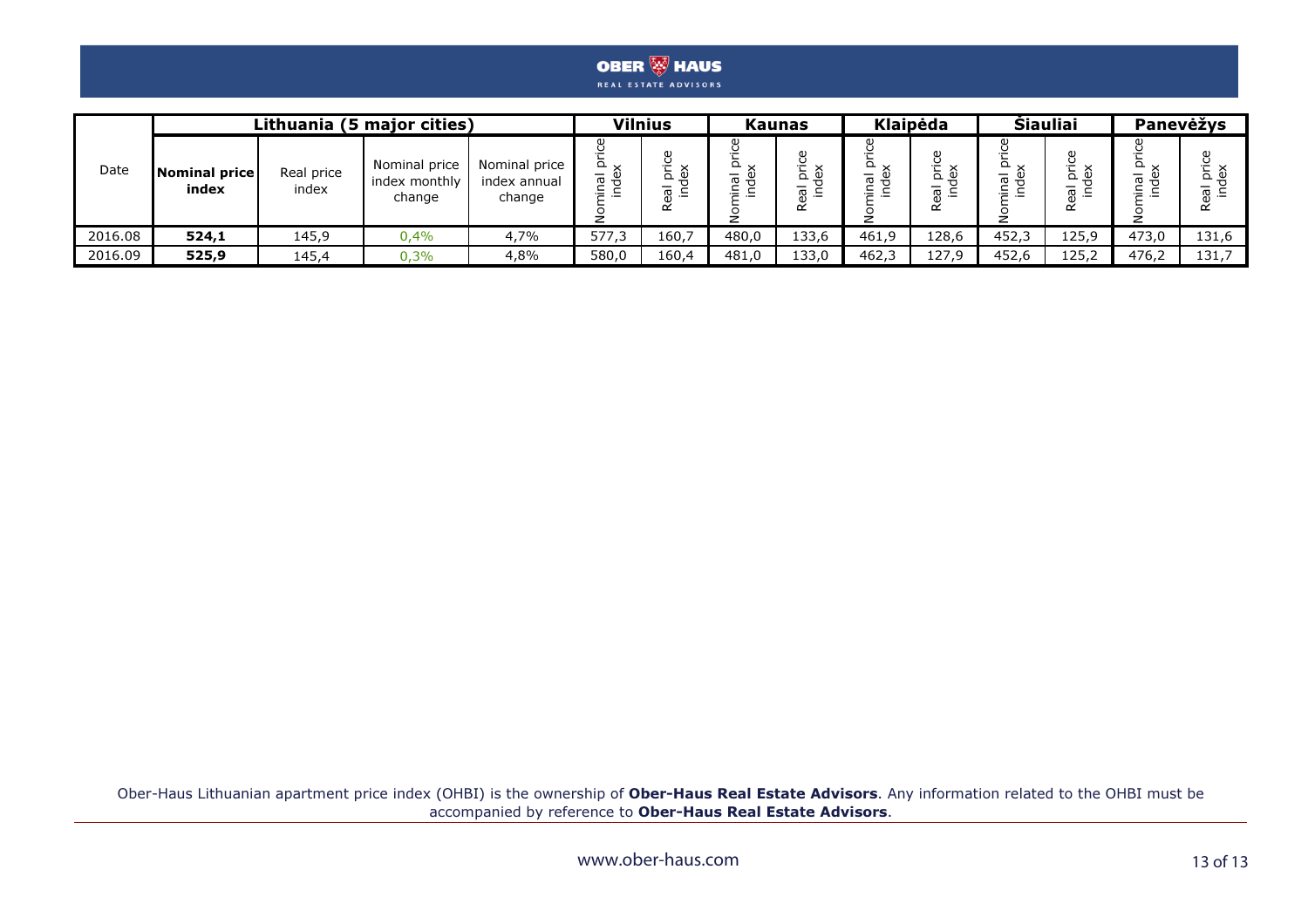| Date | Lithuania (5 major cities) | | | | Vilnius | | Kaunas | | Klaipėda | | Šiauliai | | Panevėžys | |
|---|---|---|---|---|---|---|---|---|---|---|---|---|---|---|
| | **Nominal price index** | Real price index | Nominal price index monthly change | Nominal price index annual change | Nominal price index | Real price index | Nominal price index | Real price index | Nominal price index | Real price index | Nominal price index | Real price index | Nominal price index | Real price index |
| 2016.08 | **524,1** | 145,9 | 0,4% | 4,7% | 577,3 | 160,7 | 480,0 | 133,6 | 461,9 | 128,6 | 452,3 | 125,9 | 473,0 | 131,6 |
| 2016.09 | **525,9** | 145,4 | 0,3% | 4,8% | 580,0 | 160,4 | 481,0 | 133,0 | 462,3 | 127,9 | 452,6 | 125,2 | 476,2 | 131,7 |

Ober-Haus Lithuanian apartment price index (OHBI) is the ownership of **Ober-Haus Real Estate Advisors**. Any information related to the OHBI must be accompanied by reference to **Ober-Haus Real Estate Advisors**.